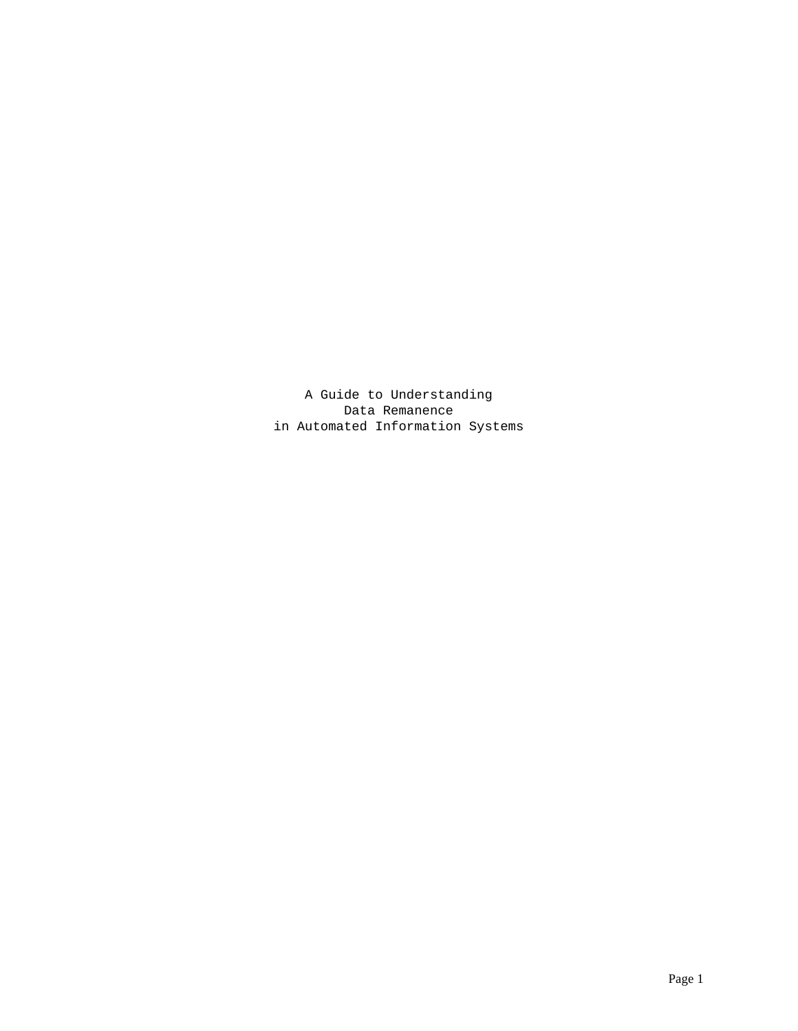# A Guide to Understanding Data Remanence in Automated Information Systems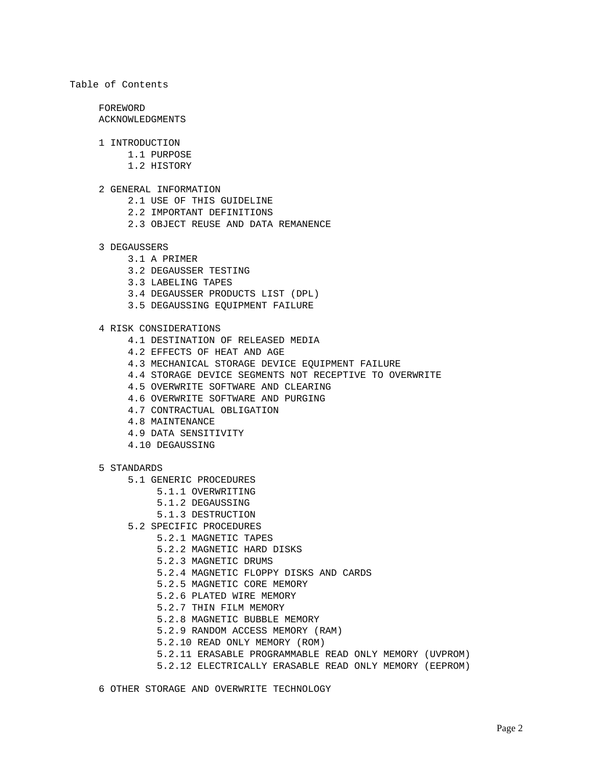# Table of Contents

- FOREWORD
- ACKNOWLEDGMENTS

- 1 INTRODUCTION
  - 1.1 PURPOSE
  - 1.2 HISTORY

- 2 GENERAL INFORMATION
  - 2.1 USE OF THIS GUIDELINE
  - 2.2 IMPORTANT DEFINITIONS
  - 2.3 OBJECT REUSE AND DATA REMANENCE

- 3 DEGAUSSERS
  - 3.1 A PRIMER
  - 3.2 DEGAUSSER TESTING
  - 3.3 LABELING TAPES
  - 3.4 DEGAUSSER PRODUCTS LIST (DPL)
  - 3.5 DEGAUSSING EQUIPMENT FAILURE

- 4 RISK CONSIDERATIONS
  - 4.1 DESTINATION OF RELEASED MEDIA
  - 4.2 EFFECTS OF HEAT AND AGE
  - 4.3 MECHANICAL STORAGE DEVICE EQUIPMENT FAILURE
  - 4.4 STORAGE DEVICE SEGMENTS NOT RECEPTIVE TO OVERWRITE
  - 4.5 OVERWRITE SOFTWARE AND CLEARING
  - 4.6 OVERWRITE SOFTWARE AND PURGING
  - 4.7 CONTRACTUAL OBLIGATION
  - 4.8 MAINTENANCE
  - 4.9 DATA SENSITIVITY
  - 4.10 DEGAUSSING

- 5 STANDARDS
  - 5.1 GENERIC PROCEDURES
    - 5.1.1 OVERWRITING
    - 5.1.2 DEGAUSSING
    - 5.1.3 DESTRUCTION
  - 5.2 SPECIFIC PROCEDURES
    - 5.2.1 MAGNETIC TAPES
    - 5.2.2 MAGNETIC HARD DISKS
    - 5.2.3 MAGNETIC DRUMS
    - 5.2.4 MAGNETIC FLOPPY DISKS AND CARDS
    - 5.2.5 MAGNETIC CORE MEMORY
    - 5.2.6 PLATED WIRE MEMORY
    - 5.2.7 THIN FILM MEMORY
    - 5.2.8 MAGNETIC BUBBLE MEMORY
    - 5.2.9 RANDOM ACCESS MEMORY (RAM)
    - 5.2.10 READ ONLY MEMORY (ROM)
    - 5.2.11 ERASABLE PROGRAMMABLE READ ONLY MEMORY (UVPROM)
    - 5.2.12 ELECTRICALLY ERASABLE READ ONLY MEMORY (EEPROM)

- 6 OTHER STORAGE AND OVERWRITE TECHNOLOGY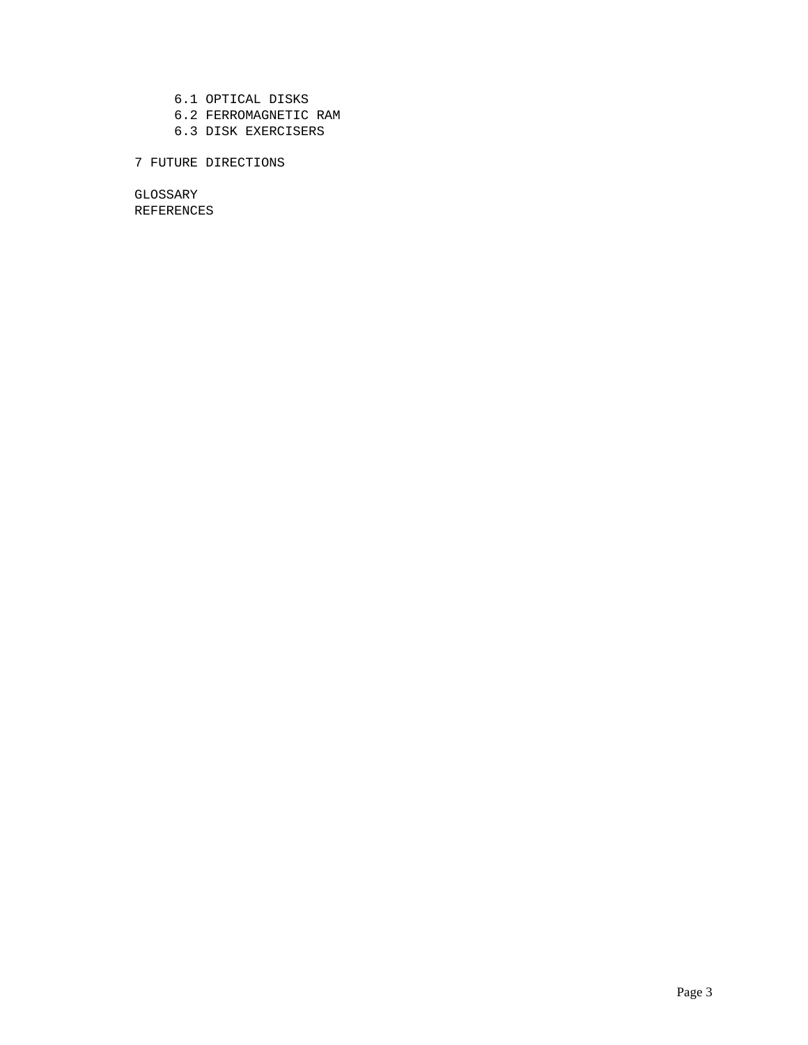- 6.1 OPTICAL DISKS
- 6.2 FERROMAGNETIC RAM
- 6.3 DISK EXERCISERS

7 FUTURE DIRECTIONS

GLOSSARY

REFERENCES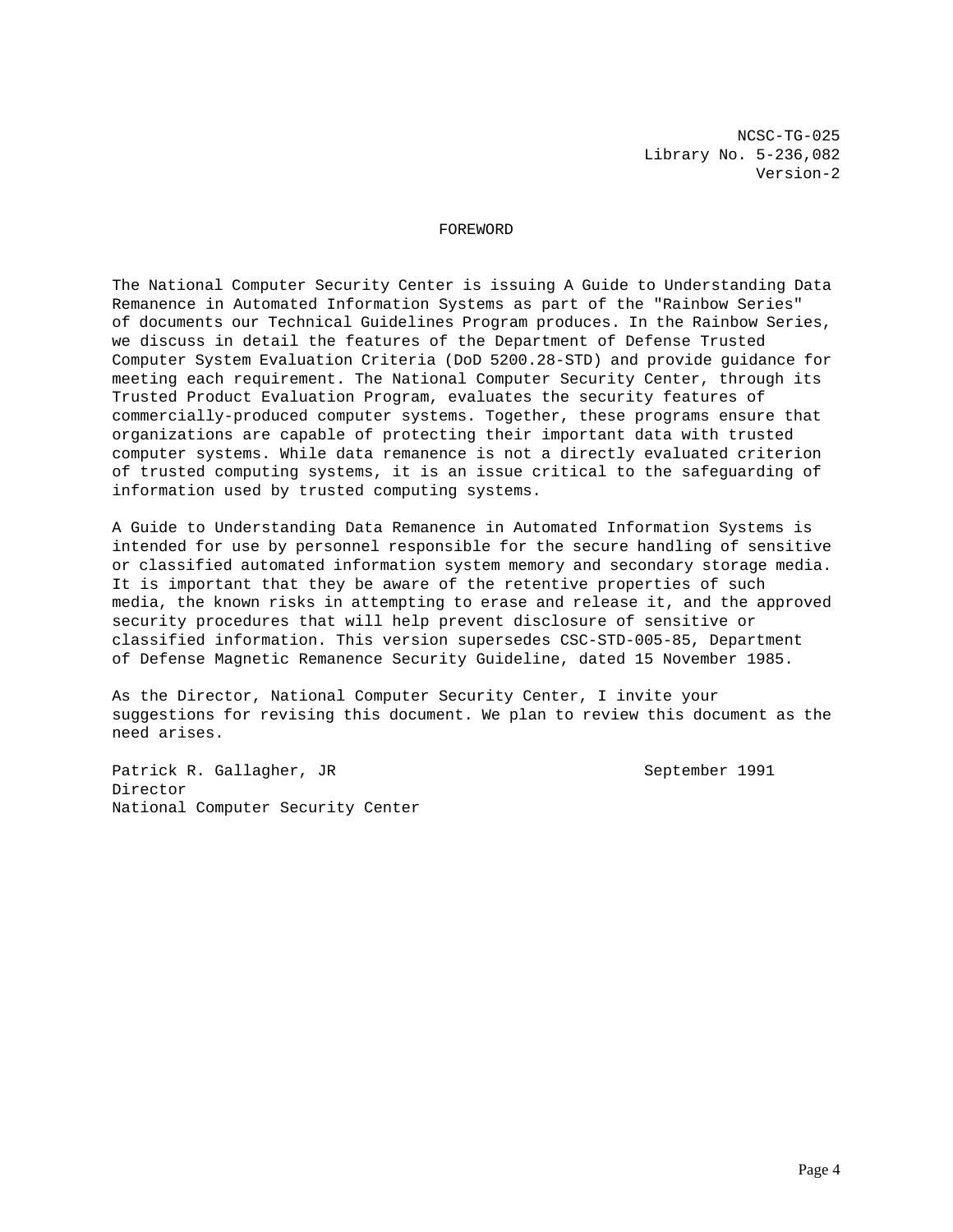NCSC-TG-025
Library No. 5-236,082
Version-2

# FOREWORD

The National Computer Security Center is issuing A Guide to Understanding Data Remanence in Automated Information Systems as part of the "Rainbow Series" of documents our Technical Guidelines Program produces. In the Rainbow Series, we discuss in detail the features of the Department of Defense Trusted Computer System Evaluation Criteria (DoD 5200.28-STD) and provide guidance for meeting each requirement. The National Computer Security Center, through its Trusted Product Evaluation Program, evaluates the security features of commercially-produced computer systems. Together, these programs ensure that organizations are capable of protecting their important data with trusted computer systems. While data remanence is not a directly evaluated criterion of trusted computing systems, it is an issue critical to the safeguarding of information used by trusted computing systems.

A Guide to Understanding Data Remanence in Automated Information Systems is intended for use by personnel responsible for the secure handling of sensitive or classified automated information system memory and secondary storage media. It is important that they be aware of the retentive properties of such media, the known risks in attempting to erase and release it, and the approved security procedures that will help prevent disclosure of sensitive or classified information. This version supersedes CSC-STD-005-85, Department of Defense Magnetic Remanence Security Guideline, dated 15 November 1985.

As the Director, National Computer Security Center, I invite your suggestions for revising this document. We plan to review this document as the need arises.

Patrick R. Gallagher, JR
Director
National Computer Security Center

September 1991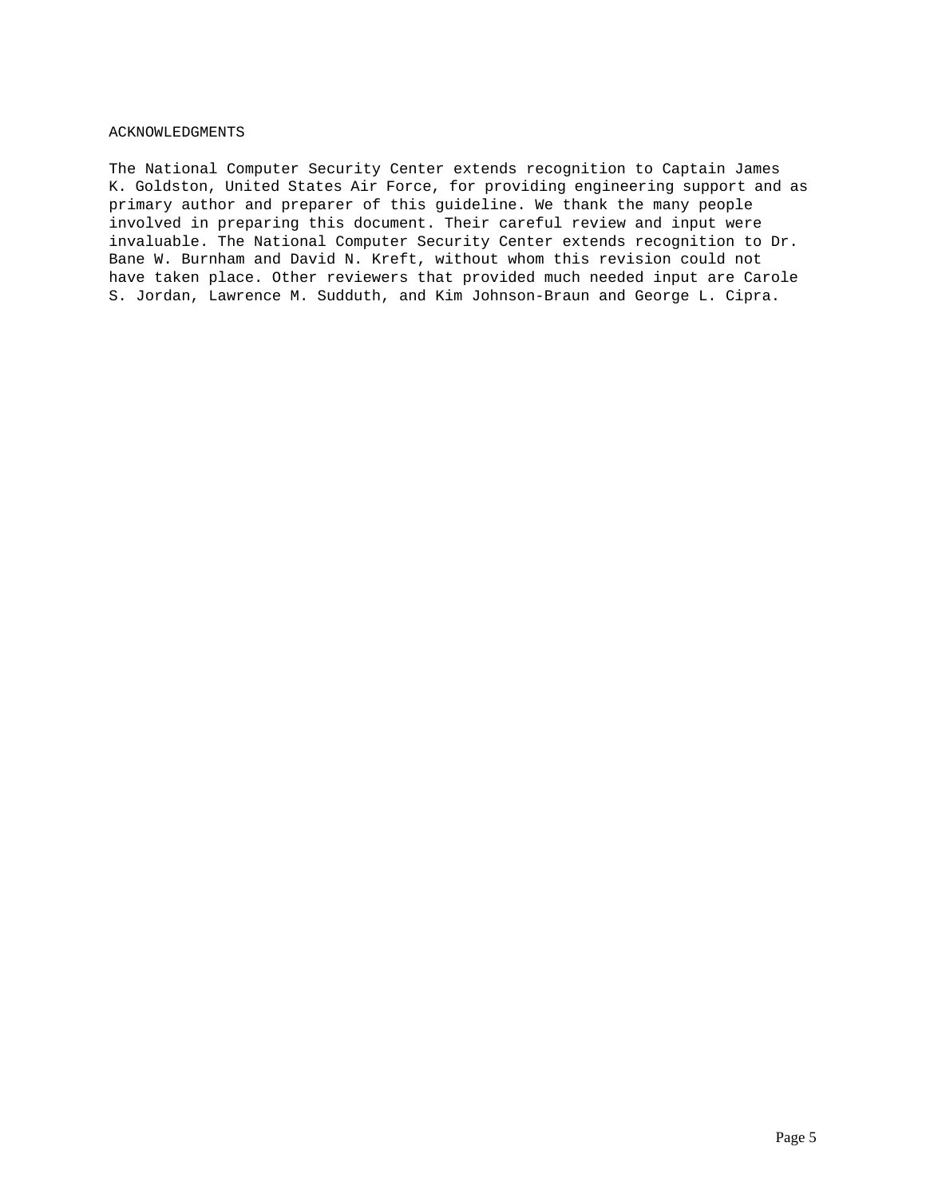# ACKNOWLEDGMENTS

The National Computer Security Center extends recognition to Captain James K. Goldston, United States Air Force, for providing engineering support and as primary author and preparer of this guideline. We thank the many people involved in preparing this document. Their careful review and input were invaluable. The National Computer Security Center extends recognition to Dr. Bane W. Burnham and David N. Kreft, without whom this revision could not have taken place. Other reviewers that provided much needed input are Carole S. Jordan, Lawrence M. Sudduth, and Kim Johnson-Braun and George L. Cipra.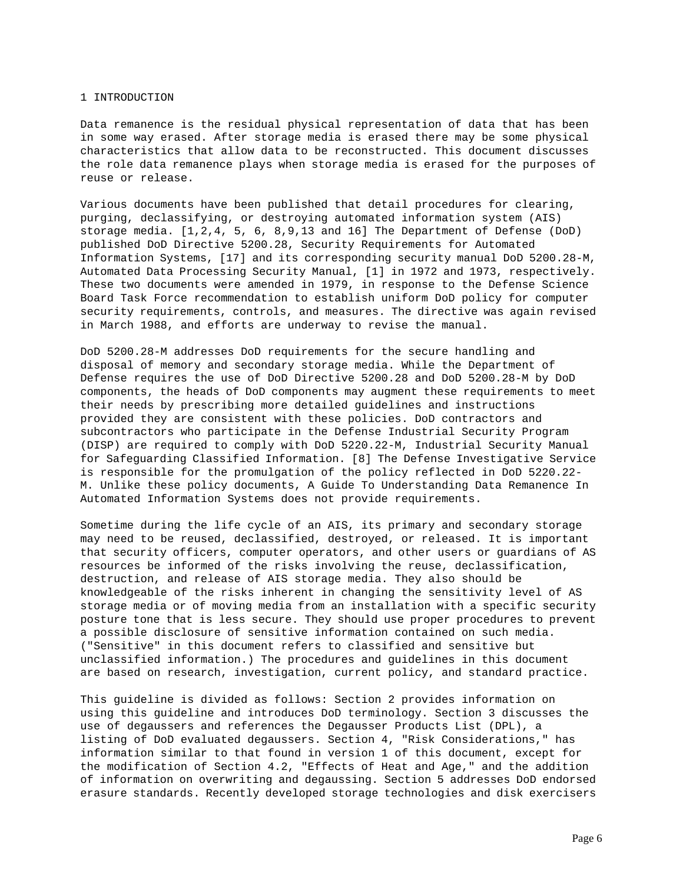# 1 INTRODUCTION

Data remanence is the residual physical representation of data that has been in some way erased. After storage media is erased there may be some physical characteristics that allow data to be reconstructed. This document discusses the role data remanence plays when storage media is erased for the purposes of reuse or release.

Various documents have been published that detail procedures for clearing, purging, declassifying, or destroying automated information system (AIS) storage media. [1,2,4, 5, 6, 8,9,13 and 16] The Department of Defense (DoD) published DoD Directive 5200.28, Security Requirements for Automated Information Systems, [17] and its corresponding security manual DoD 5200.28-M, Automated Data Processing Security Manual, [1] in 1972 and 1973, respectively. These two documents were amended in 1979, in response to the Defense Science Board Task Force recommendation to establish uniform DoD policy for computer security requirements, controls, and measures. The directive was again revised in March 1988, and efforts are underway to revise the manual.

DoD 5200.28-M addresses DoD requirements for the secure handling and disposal of memory and secondary storage media. While the Department of Defense requires the use of DoD Directive 5200.28 and DoD 5200.28-M by DoD components, the heads of DoD components may augment these requirements to meet their needs by prescribing more detailed guidelines and instructions provided they are consistent with these policies. DoD contractors and subcontractors who participate in the Defense Industrial Security Program (DISP) are required to comply with DoD 5220.22-M, Industrial Security Manual for Safeguarding Classified Information. [8] The Defense Investigative Service is responsible for the promulgation of the policy reflected in DoD 5220.22-M. Unlike these policy documents, A Guide To Understanding Data Remanence In Automated Information Systems does not provide requirements.

Sometime during the life cycle of an AIS, its primary and secondary storage may need to be reused, declassified, destroyed, or released. It is important that security officers, computer operators, and other users or guardians of AS resources be informed of the risks involving the reuse, declassification, destruction, and release of AIS storage media. They also should be knowledgeable of the risks inherent in changing the sensitivity level of AS storage media or of moving media from an installation with a specific security posture tone that is less secure. They should use proper procedures to prevent a possible disclosure of sensitive information contained on such media. ("Sensitive" in this document refers to classified and sensitive but unclassified information.) The procedures and guidelines in this document are based on research, investigation, current policy, and standard practice.

This guideline is divided as follows: Section 2 provides information on using this guideline and introduces DoD terminology. Section 3 discusses the use of degaussers and references the Degausser Products List (DPL), a listing of DoD evaluated degaussers. Section 4, "Risk Considerations," has information similar to that found in version 1 of this document, except for the modification of Section 4.2, "Effects of Heat and Age," and the addition of information on overwriting and degaussing. Section 5 addresses DoD endorsed erasure standards. Recently developed storage technologies and disk exercisers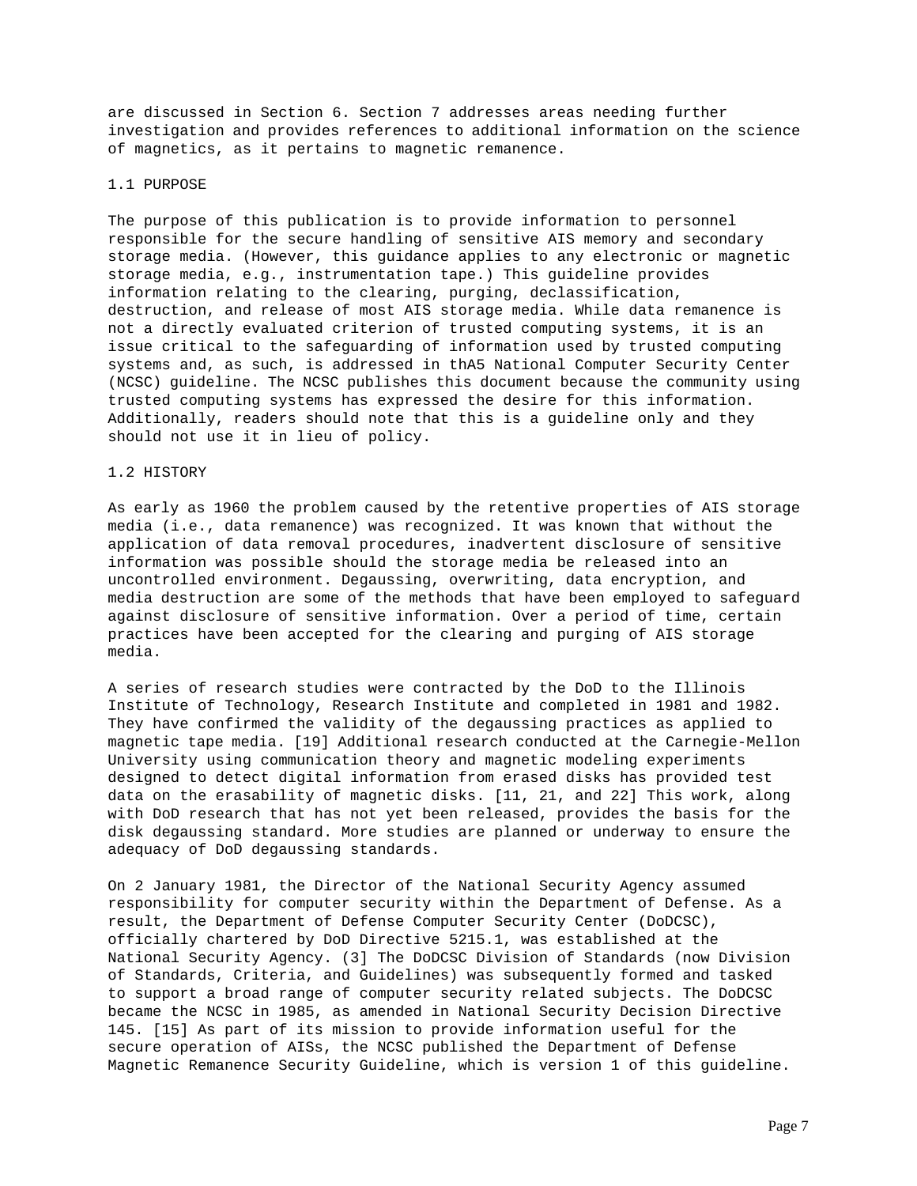are discussed in Section 6. Section 7 addresses areas needing further investigation and provides references to additional information on the science of magnetics, as it pertains to magnetic remanence.

## 1.1 PURPOSE

The purpose of this publication is to provide information to personnel responsible for the secure handling of sensitive AIS memory and secondary storage media. (However, this guidance applies to any electronic or magnetic storage media, e.g., instrumentation tape.) This guideline provides information relating to the clearing, purging, declassification, destruction, and release of most AIS storage media. While data remanence is not a directly evaluated criterion of trusted computing systems, it is an issue critical to the safeguarding of information used by trusted computing systems and, as such, is addressed in thA5 National Computer Security Center (NCSC) guideline. The NCSC publishes this document because the community using trusted computing systems has expressed the desire for this information. Additionally, readers should note that this is a guideline only and they should not use it in lieu of policy.

## 1.2 HISTORY

As early as 1960 the problem caused by the retentive properties of AIS storage media (i.e., data remanence) was recognized. It was known that without the application of data removal procedures, inadvertent disclosure of sensitive information was possible should the storage media be released into an uncontrolled environment. Degaussing, overwriting, data encryption, and media destruction are some of the methods that have been employed to safeguard against disclosure of sensitive information. Over a period of time, certain practices have been accepted for the clearing and purging of AIS storage media.

A series of research studies were contracted by the DoD to the Illinois Institute of Technology, Research Institute and completed in 1981 and 1982. They have confirmed the validity of the degaussing practices as applied to magnetic tape media. [19] Additional research conducted at the Carnegie-Mellon University using communication theory and magnetic modeling experiments designed to detect digital information from erased disks has provided test data on the erasability of magnetic disks. [11, 21, and 22] This work, along with DoD research that has not yet been released, provides the basis for the disk degaussing standard. More studies are planned or underway to ensure the adequacy of DoD degaussing standards.

On 2 January 1981, the Director of the National Security Agency assumed responsibility for computer security within the Department of Defense. As a result, the Department of Defense Computer Security Center (DoDCSC), officially chartered by DoD Directive 5215.1, was established at the National Security Agency. (3] The DoDCSC Division of Standards (now Division of Standards, Criteria, and Guidelines) was subsequently formed and tasked to support a broad range of computer security related subjects. The DoDCSC became the NCSC in 1985, as amended in National Security Decision Directive 145. [15] As part of its mission to provide information useful for the secure operation of AISs, the NCSC published the Department of Defense Magnetic Remanence Security Guideline, which is version 1 of this guideline.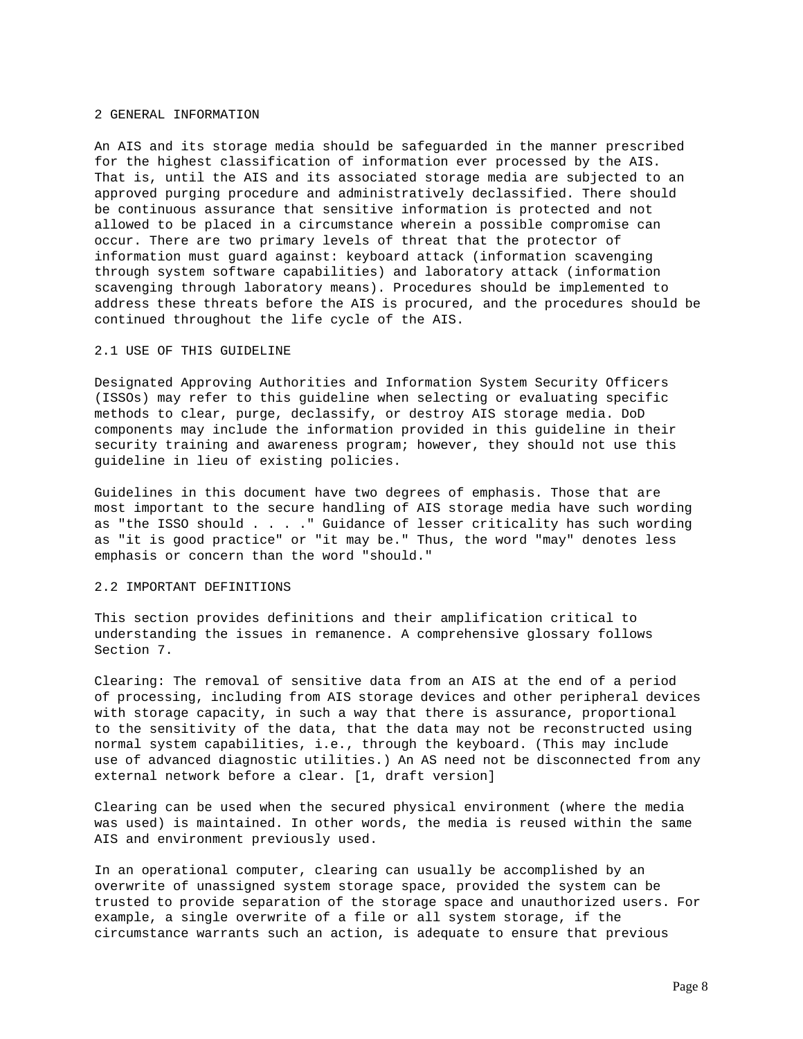# 2 GENERAL INFORMATION

An AIS and its storage media should be safeguarded in the manner prescribed for the highest classification of information ever processed by the AIS. That is, until the AIS and its associated storage media are subjected to an approved purging procedure and administratively declassified. There should be continuous assurance that sensitive information is protected and not allowed to be placed in a circumstance wherein a possible compromise can occur. There are two primary levels of threat that the protector of information must guard against: keyboard attack (information scavenging through system software capabilities) and laboratory attack (information scavenging through laboratory means). Procedures should be implemented to address these threats before the AIS is procured, and the procedures should be continued throughout the life cycle of the AIS.

## 2.1 USE OF THIS GUIDELINE

Designated Approving Authorities and Information System Security Officers (ISSOs) may refer to this guideline when selecting or evaluating specific methods to clear, purge, declassify, or destroy AIS storage media. DoD components may include the information provided in this guideline in their security training and awareness program; however, they should not use this guideline in lieu of existing policies.

Guidelines in this document have two degrees of emphasis. Those that are most important to the secure handling of AIS storage media have such wording as "the ISSO should . . . ." Guidance of lesser criticality has such wording as "it is good practice" or "it may be." Thus, the word "may" denotes less emphasis or concern than the word "should."

## 2.2 IMPORTANT DEFINITIONS

This section provides definitions and their amplification critical to understanding the issues in remanence. A comprehensive glossary follows Section 7.

Clearing: The removal of sensitive data from an AIS at the end of a period of processing, including from AIS storage devices and other peripheral devices with storage capacity, in such a way that there is assurance, proportional to the sensitivity of the data, that the data may not be reconstructed using normal system capabilities, i.e., through the keyboard. (This may include use of advanced diagnostic utilities.) An AS need not be disconnected from any external network before a clear. [1, draft version]

Clearing can be used when the secured physical environment (where the media was used) is maintained. In other words, the media is reused within the same AIS and environment previously used.

In an operational computer, clearing can usually be accomplished by an overwrite of unassigned system storage space, provided the system can be trusted to provide separation of the storage space and unauthorized users. For example, a single overwrite of a file or all system storage, if the circumstance warrants such an action, is adequate to ensure that previous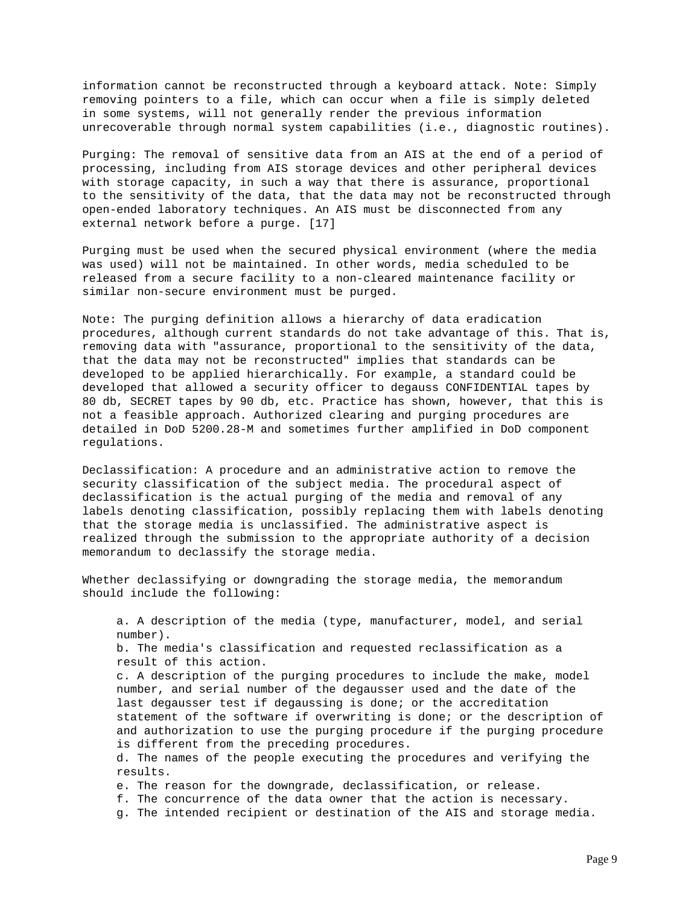information cannot be reconstructed through a keyboard attack. Note: Simply removing pointers to a file, which can occur when a file is simply deleted in some systems, will not generally render the previous information unrecoverable through normal system capabilities (i.e., diagnostic routines).

Purging: The removal of sensitive data from an AIS at the end of a period of processing, including from AIS storage devices and other peripheral devices with storage capacity, in such a way that there is assurance, proportional to the sensitivity of the data, that the data may not be reconstructed through open-ended laboratory techniques. An AIS must be disconnected from any external network before a purge. [17]

Purging must be used when the secured physical environment (where the media was used) will not be maintained. In other words, media scheduled to be released from a secure facility to a non-cleared maintenance facility or similar non-secure environment must be purged.

Note: The purging definition allows a hierarchy of data eradication procedures, although current standards do not take advantage of this. That is, removing data with "assurance, proportional to the sensitivity of the data, that the data may not be reconstructed" implies that standards can be developed to be applied hierarchically. For example, a standard could be developed that allowed a security officer to degauss CONFIDENTIAL tapes by 80 db, SECRET tapes by 90 db, etc. Practice has shown, however, that this is not a feasible approach. Authorized clearing and purging procedures are detailed in DoD 5200.28-M and sometimes further amplified in DoD component regulations.

Declassification: A procedure and an administrative action to remove the security classification of the subject media. The procedural aspect of declassification is the actual purging of the media and removal of any labels denoting classification, possibly replacing them with labels denoting that the storage media is unclassified. The administrative aspect is realized through the submission to the appropriate authority of a decision memorandum to declassify the storage media.

Whether declassifying or downgrading the storage media, the memorandum should include the following:

a. A description of the media (type, manufacturer, model, and serial number).
b. The media's classification and requested reclassification as a result of this action.
c. A description of the purging procedures to include the make, model number, and serial number of the degausser used and the date of the last degausser test if degaussing is done; or the accreditation statement of the software if overwriting is done; or the description of and authorization to use the purging procedure if the purging procedure is different from the preceding procedures.
d. The names of the people executing the procedures and verifying the results.
e. The reason for the downgrade, declassification, or release.
f. The concurrence of the data owner that the action is necessary.
g. The intended recipient or destination of the AIS and storage media.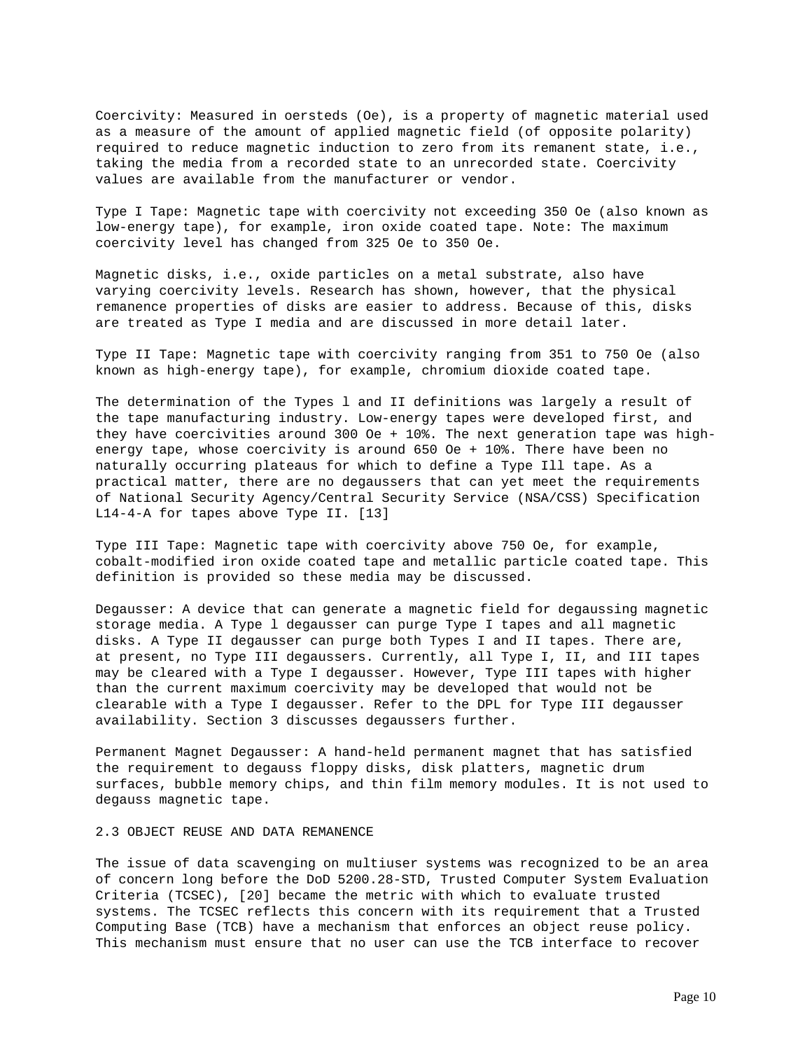Coercivity: Measured in oersteds (Oe), is a property of magnetic material used as a measure of the amount of applied magnetic field (of opposite polarity) required to reduce magnetic induction to zero from its remanent state, i.e., taking the media from a recorded state to an unrecorded state. Coercivity values are available from the manufacturer or vendor.

Type I Tape: Magnetic tape with coercivity not exceeding 350 Oe (also known as low-energy tape), for example, iron oxide coated tape. Note: The maximum coercivity level has changed from 325 Oe to 350 Oe.

Magnetic disks, i.e., oxide particles on a metal substrate, also have varying coercivity levels. Research has shown, however, that the physical remanence properties of disks are easier to address. Because of this, disks are treated as Type I media and are discussed in more detail later.

Type II Tape: Magnetic tape with coercivity ranging from 351 to 750 Oe (also known as high-energy tape), for example, chromium dioxide coated tape.

The determination of the Types l and II definitions was largely a result of the tape manufacturing industry. Low-energy tapes were developed first, and they have coercivities around 300 Oe + 10%. The next generation tape was high-energy tape, whose coercivity is around 650 Oe + 10%. There have been no naturally occurring plateaus for which to define a Type Ill tape. As a practical matter, there are no degaussers that can yet meet the requirements of National Security Agency/Central Security Service (NSA/CSS) Specification L14-4-A for tapes above Type II. [13]

Type III Tape: Magnetic tape with coercivity above 750 Oe, for example, cobalt-modified iron oxide coated tape and metallic particle coated tape. This definition is provided so these media may be discussed.

Degausser: A device that can generate a magnetic field for degaussing magnetic storage media. A Type l degausser can purge Type I tapes and all magnetic disks. A Type II degausser can purge both Types I and II tapes. There are, at present, no Type III degaussers. Currently, all Type I, II, and III tapes may be cleared with a Type I degausser. However, Type III tapes with higher than the current maximum coercivity may be developed that would not be clearable with a Type I degausser. Refer to the DPL for Type III degausser availability. Section 3 discusses degaussers further.

Permanent Magnet Degausser: A hand-held permanent magnet that has satisfied the requirement to degauss floppy disks, disk platters, magnetic drum surfaces, bubble memory chips, and thin film memory modules. It is not used to degauss magnetic tape.

## 2.3 OBJECT REUSE AND DATA REMANENCE

The issue of data scavenging on multiuser systems was recognized to be an area of concern long before the DoD 5200.28-STD, Trusted Computer System Evaluation Criteria (TCSEC), [20] became the metric with which to evaluate trusted systems. The TCSEC reflects this concern with its requirement that a Trusted Computing Base (TCB) have a mechanism that enforces an object reuse policy. This mechanism must ensure that no user can use the TCB interface to recover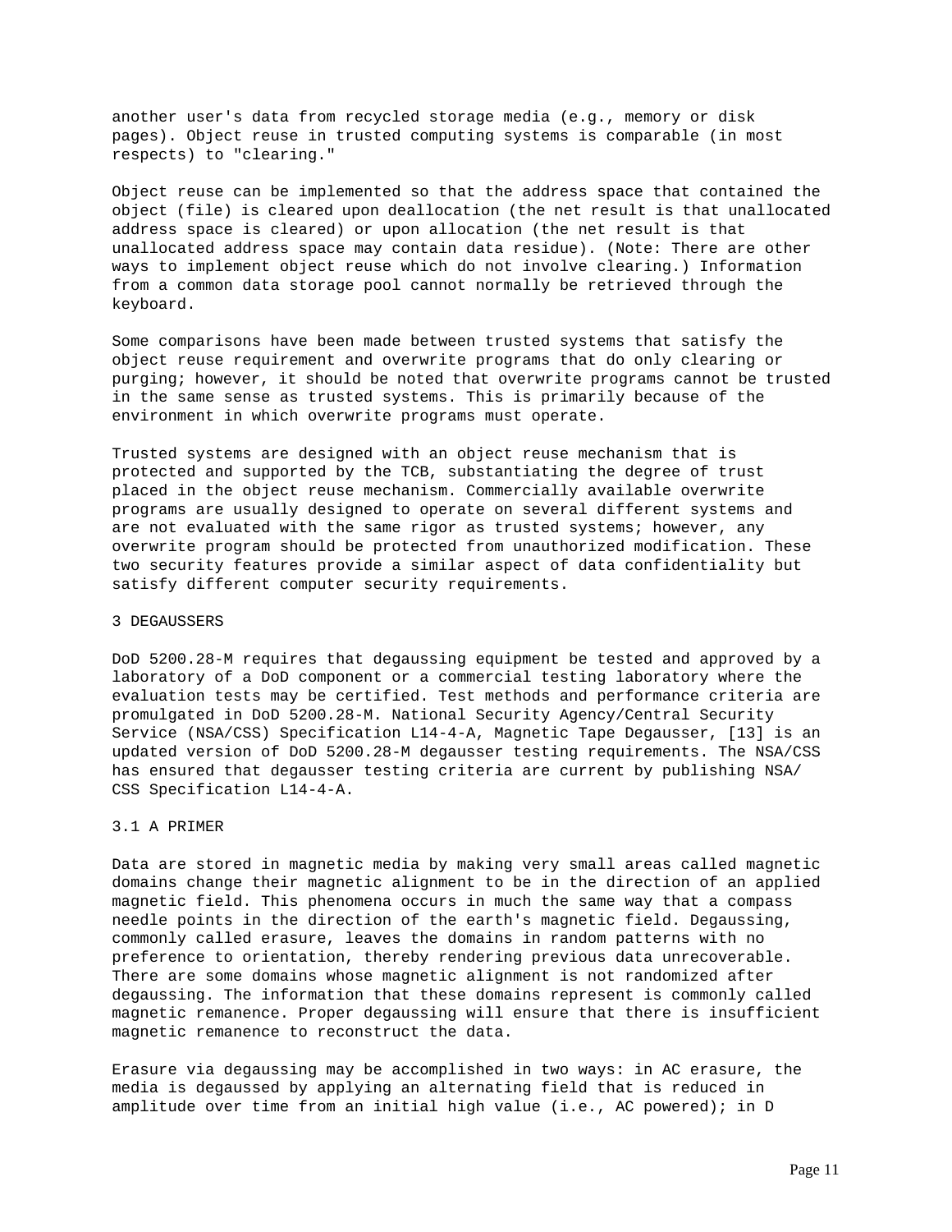another user's data from recycled storage media (e.g., memory or disk pages). Object reuse in trusted computing systems is comparable (in most respects) to "clearing."

Object reuse can be implemented so that the address space that contained the object (file) is cleared upon deallocation (the net result is that unallocated address space is cleared) or upon allocation (the net result is that unallocated address space may contain data residue). (Note: There are other ways to implement object reuse which do not involve clearing.) Information from a common data storage pool cannot normally be retrieved through the keyboard.

Some comparisons have been made between trusted systems that satisfy the object reuse requirement and overwrite programs that do only clearing or purging; however, it should be noted that overwrite programs cannot be trusted in the same sense as trusted systems. This is primarily because of the environment in which overwrite programs must operate.

Trusted systems are designed with an object reuse mechanism that is protected and supported by the TCB, substantiating the degree of trust placed in the object reuse mechanism. Commercially available overwrite programs are usually designed to operate on several different systems and are not evaluated with the same rigor as trusted systems; however, any overwrite program should be protected from unauthorized modification. These two security features provide a similar aspect of data confidentiality but satisfy different computer security requirements.

## 3 DEGAUSSERS

DoD 5200.28-M requires that degaussing equipment be tested and approved by a laboratory of a DoD component or a commercial testing laboratory where the evaluation tests may be certified. Test methods and performance criteria are promulgated in DoD 5200.28-M. National Security Agency/Central Security Service (NSA/CSS) Specification L14-4-A, Magnetic Tape Degausser, [13] is an updated version of DoD 5200.28-M degausser testing requirements. The NSA/CSS has ensured that degausser testing criteria are current by publishing NSA/CSS Specification L14-4-A.

### 3.1 A PRIMER

Data are stored in magnetic media by making very small areas called magnetic domains change their magnetic alignment to be in the direction of an applied magnetic field. This phenomena occurs in much the same way that a compass needle points in the direction of the earth's magnetic field. Degaussing, commonly called erasure, leaves the domains in random patterns with no preference to orientation, thereby rendering previous data unrecoverable. There are some domains whose magnetic alignment is not randomized after degaussing. The information that these domains represent is commonly called magnetic remanence. Proper degaussing will ensure that there is insufficient magnetic remanence to reconstruct the data.

Erasure via degaussing may be accomplished in two ways: in AC erasure, the media is degaussed by applying an alternating field that is reduced in amplitude over time from an initial high value (i.e., AC powered); in D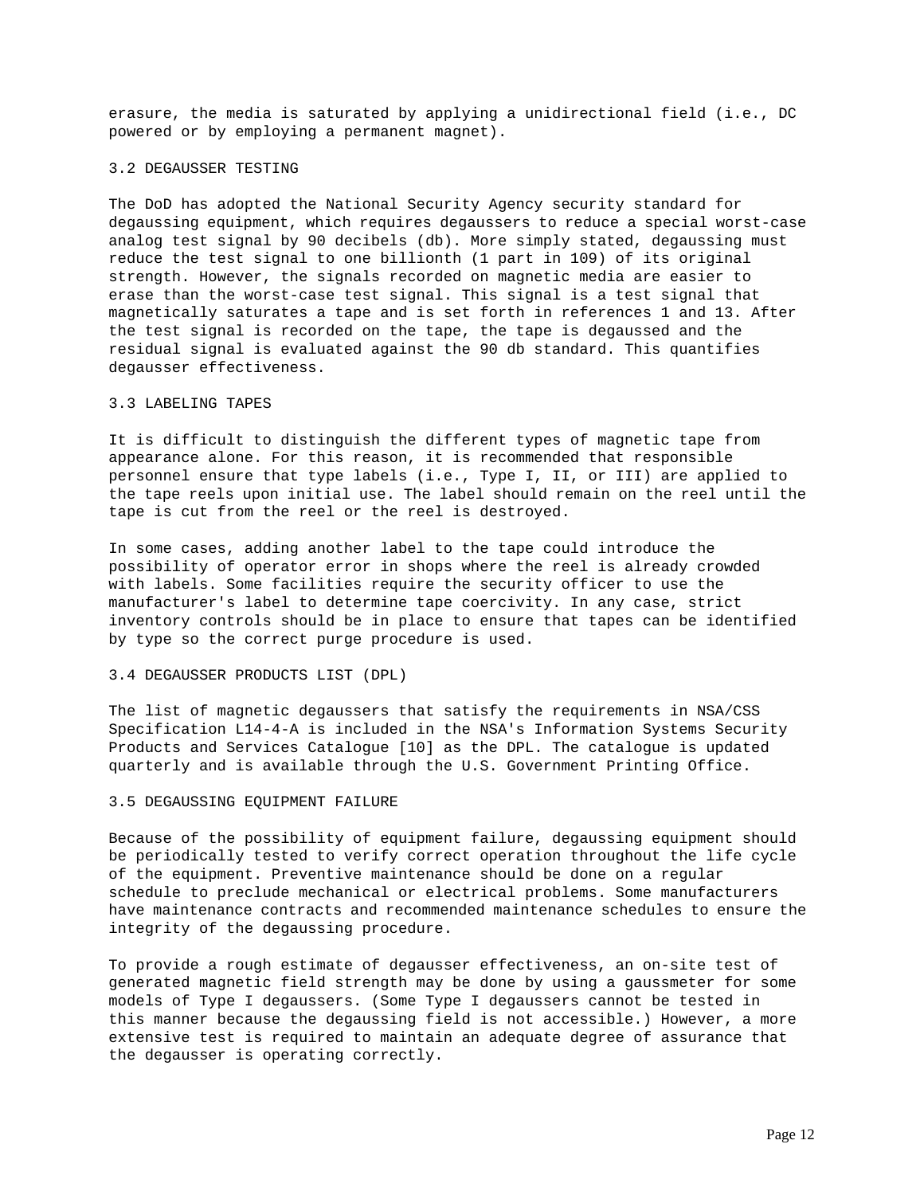erasure, the media is saturated by applying a unidirectional field (i.e., DC powered or by employing a permanent magnet).

## 3.2 DEGAUSSER TESTING

The DoD has adopted the National Security Agency security standard for degaussing equipment, which requires degaussers to reduce a special worst-case analog test signal by 90 decibels (db). More simply stated, degaussing must reduce the test signal to one billionth (1 part in 109) of its original strength. However, the signals recorded on magnetic media are easier to erase than the worst-case test signal. This signal is a test signal that magnetically saturates a tape and is set forth in references 1 and 13. After the test signal is recorded on the tape, the tape is degaussed and the residual signal is evaluated against the 90 db standard. This quantifies degausser effectiveness.

## 3.3 LABELING TAPES

It is difficult to distinguish the different types of magnetic tape from appearance alone. For this reason, it is recommended that responsible personnel ensure that type labels (i.e., Type I, II, or III) are applied to the tape reels upon initial use. The label should remain on the reel until the tape is cut from the reel or the reel is destroyed.

In some cases, adding another label to the tape could introduce the possibility of operator error in shops where the reel is already crowded with labels. Some facilities require the security officer to use the manufacturer's label to determine tape coercivity. In any case, strict inventory controls should be in place to ensure that tapes can be identified by type so the correct purge procedure is used.

## 3.4 DEGAUSSER PRODUCTS LIST (DPL)

The list of magnetic degaussers that satisfy the requirements in NSA/CSS Specification L14-4-A is included in the NSA's Information Systems Security Products and Services Catalogue [10] as the DPL. The catalogue is updated quarterly and is available through the U.S. Government Printing Office.

## 3.5 DEGAUSSING EQUIPMENT FAILURE

Because of the possibility of equipment failure, degaussing equipment should be periodically tested to verify correct operation throughout the life cycle of the equipment. Preventive maintenance should be done on a regular schedule to preclude mechanical or electrical problems. Some manufacturers have maintenance contracts and recommended maintenance schedules to ensure the integrity of the degaussing procedure.

To provide a rough estimate of degausser effectiveness, an on-site test of generated magnetic field strength may be done by using a gaussmeter for some models of Type I degaussers. (Some Type I degaussers cannot be tested in this manner because the degaussing field is not accessible.) However, a more extensive test is required to maintain an adequate degree of assurance that the degausser is operating correctly.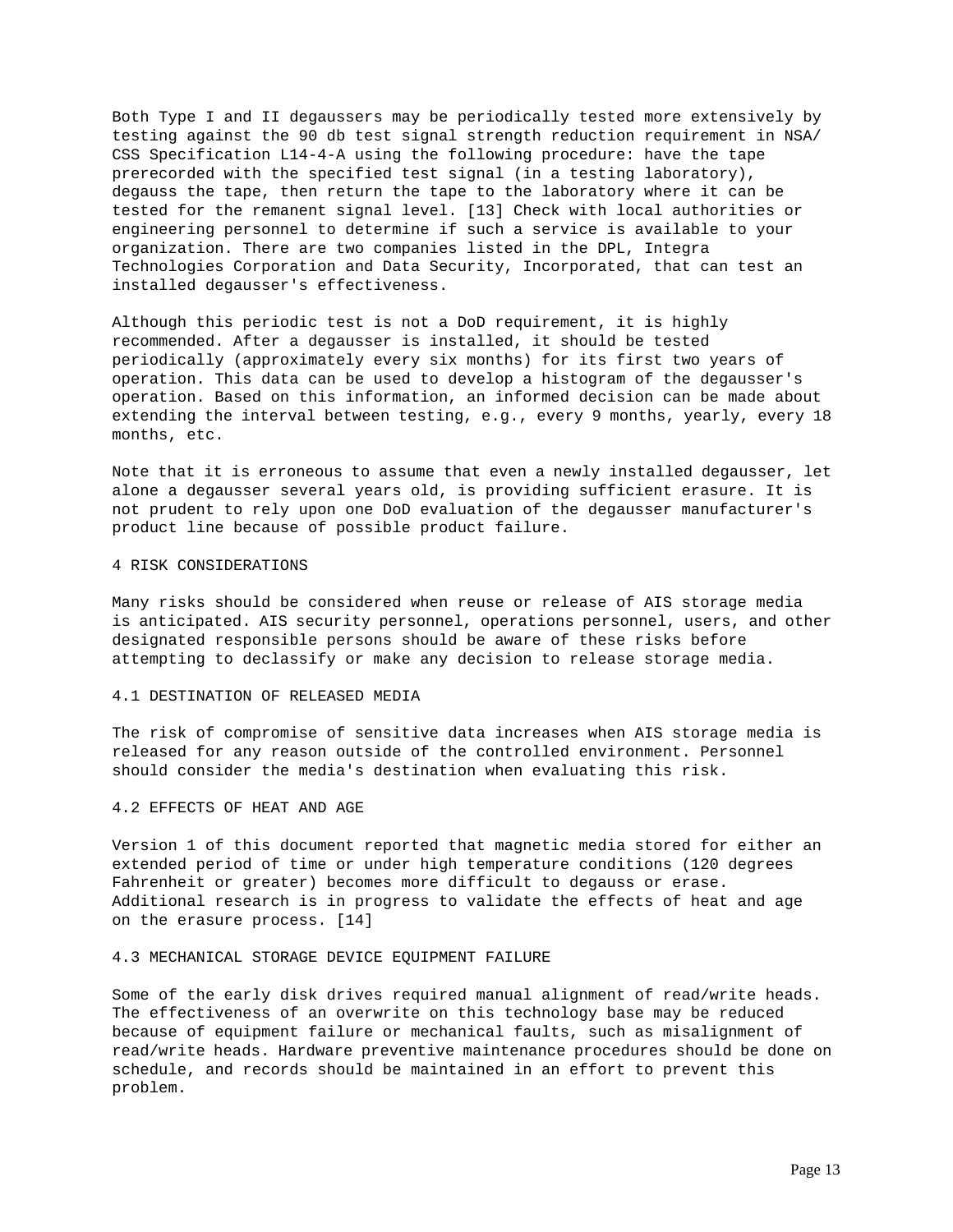Both Type I and II degaussers may be periodically tested more extensively by testing against the 90 db test signal strength reduction requirement in NSA/CSS Specification L14-4-A using the following procedure: have the tape prerecorded with the specified test signal (in a testing laboratory), degauss the tape, then return the tape to the laboratory where it can be tested for the remanent signal level. [13] Check with local authorities or engineering personnel to determine if such a service is available to your organization. There are two companies listed in the DPL, Integra Technologies Corporation and Data Security, Incorporated, that can test an installed degausser's effectiveness.

Although this periodic test is not a DoD requirement, it is highly recommended. After a degausser is installed, it should be tested periodically (approximately every six months) for its first two years of operation. This data can be used to develop a histogram of the degausser's operation. Based on this information, an informed decision can be made about extending the interval between testing, e.g., every 9 months, yearly, every 18 months, etc.

Note that it is erroneous to assume that even a newly installed degausser, let alone a degausser several years old, is providing sufficient erasure. It is not prudent to rely upon one DoD evaluation of the degausser manufacturer's product line because of possible product failure.

## 4 RISK CONSIDERATIONS

Many risks should be considered when reuse or release of AIS storage media is anticipated. AIS security personnel, operations personnel, users, and other designated responsible persons should be aware of these risks before attempting to declassify or make any decision to release storage media.

### 4.1 DESTINATION OF RELEASED MEDIA

The risk of compromise of sensitive data increases when AIS storage media is released for any reason outside of the controlled environment. Personnel should consider the media's destination when evaluating this risk.

### 4.2 EFFECTS OF HEAT AND AGE

Version 1 of this document reported that magnetic media stored for either an extended period of time or under high temperature conditions (120 degrees Fahrenheit or greater) becomes more difficult to degauss or erase. Additional research is in progress to validate the effects of heat and age on the erasure process. [14]

### 4.3 MECHANICAL STORAGE DEVICE EQUIPMENT FAILURE

Some of the early disk drives required manual alignment of read/write heads. The effectiveness of an overwrite on this technology base may be reduced because of equipment failure or mechanical faults, such as misalignment of read/write heads. Hardware preventive maintenance procedures should be done on schedule, and records should be maintained in an effort to prevent this problem.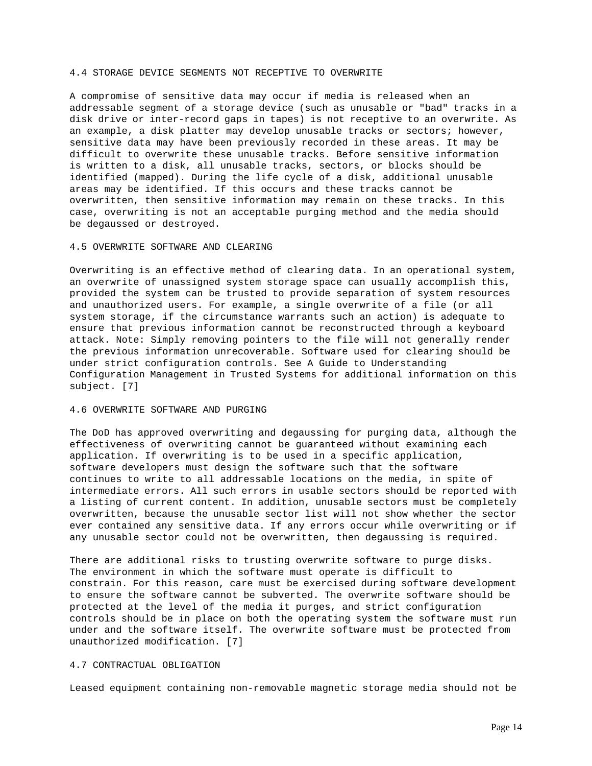### 4.4 STORAGE DEVICE SEGMENTS NOT RECEPTIVE TO OVERWRITE

A compromise of sensitive data may occur if media is released when an addressable segment of a storage device (such as unusable or "bad" tracks in a disk drive or inter-record gaps in tapes) is not receptive to an overwrite. As an example, a disk platter may develop unusable tracks or sectors; however, sensitive data may have been previously recorded in these areas. It may be difficult to overwrite these unusable tracks. Before sensitive information is written to a disk, all unusable tracks, sectors, or blocks should be identified (mapped). During the life cycle of a disk, additional unusable areas may be identified. If this occurs and these tracks cannot be overwritten, then sensitive information may remain on these tracks. In this case, overwriting is not an acceptable purging method and the media should be degaussed or destroyed.

### 4.5 OVERWRITE SOFTWARE AND CLEARING

Overwriting is an effective method of clearing data. In an operational system, an overwrite of unassigned system storage space can usually accomplish this, provided the system can be trusted to provide separation of system resources and unauthorized users. For example, a single overwrite of a file (or all system storage, if the circumstance warrants such an action) is adequate to ensure that previous information cannot be reconstructed through a keyboard attack. Note: Simply removing pointers to the file will not generally render the previous information unrecoverable. Software used for clearing should be under strict configuration controls. See A Guide to Understanding Configuration Management in Trusted Systems for additional information on this subject. [7]

### 4.6 OVERWRITE SOFTWARE AND PURGING

The DoD has approved overwriting and degaussing for purging data, although the effectiveness of overwriting cannot be guaranteed without examining each application. If overwriting is to be used in a specific application, software developers must design the software such that the software continues to write to all addressable locations on the media, in spite of intermediate errors. All such errors in usable sectors should be reported with a listing of current content. In addition, unusable sectors must be completely overwritten, because the unusable sector list will not show whether the sector ever contained any sensitive data. If any errors occur while overwriting or if any unusable sector could not be overwritten, then degaussing is required.

There are additional risks to trusting overwrite software to purge disks. The environment in which the software must operate is difficult to constrain. For this reason, care must be exercised during software development to ensure the software cannot be subverted. The overwrite software should be protected at the level of the media it purges, and strict configuration controls should be in place on both the operating system the software must run under and the software itself. The overwrite software must be protected from unauthorized modification. [7]

### 4.7 CONTRACTUAL OBLIGATION

Leased equipment containing non-removable magnetic storage media should not be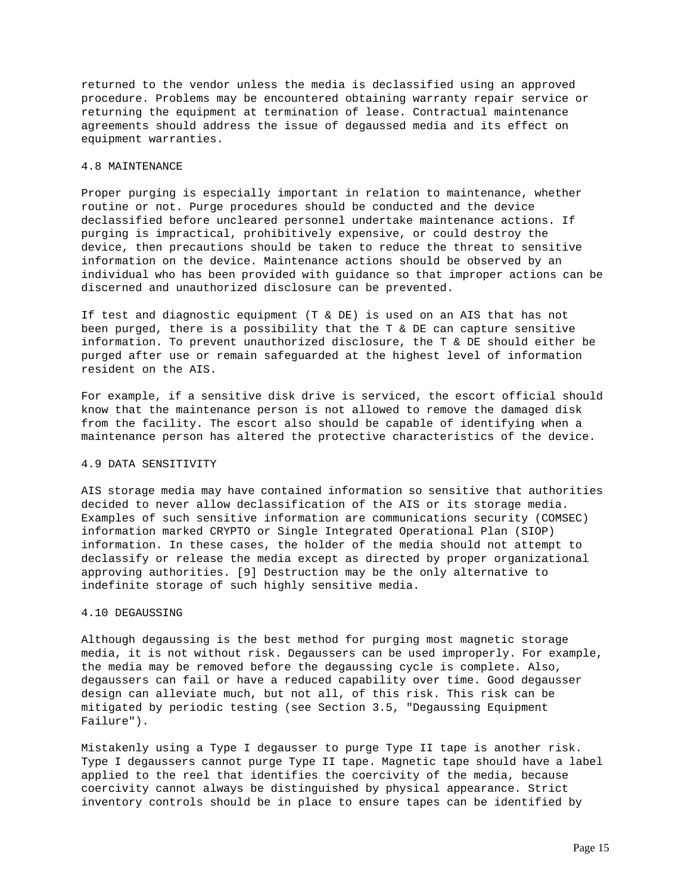returned to the vendor unless the media is declassified using an approved procedure. Problems may be encountered obtaining warranty repair service or returning the equipment at termination of lease. Contractual maintenance agreements should address the issue of degaussed media and its effect on equipment warranties.

## 4.8 MAINTENANCE

Proper purging is especially important in relation to maintenance, whether routine or not. Purge procedures should be conducted and the device declassified before uncleared personnel undertake maintenance actions. If purging is impractical, prohibitively expensive, or could destroy the device, then precautions should be taken to reduce the threat to sensitive information on the device. Maintenance actions should be observed by an individual who has been provided with guidance so that improper actions can be discerned and unauthorized disclosure can be prevented.

If test and diagnostic equipment (T & DE) is used on an AIS that has not been purged, there is a possibility that the T & DE can capture sensitive information. To prevent unauthorized disclosure, the T & DE should either be purged after use or remain safeguarded at the highest level of information resident on the AIS.

For example, if a sensitive disk drive is serviced, the escort official should know that the maintenance person is not allowed to remove the damaged disk from the facility. The escort also should be capable of identifying when a maintenance person has altered the protective characteristics of the device.

## 4.9 DATA SENSITIVITY

AIS storage media may have contained information so sensitive that authorities decided to never allow declassification of the AIS or its storage media. Examples of such sensitive information are communications security (COMSEC) information marked CRYPTO or Single Integrated Operational Plan (SIOP) information. In these cases, the holder of the media should not attempt to declassify or release the media except as directed by proper organizational approving authorities. [9] Destruction may be the only alternative to indefinite storage of such highly sensitive media.

## 4.10 DEGAUSSING

Although degaussing is the best method for purging most magnetic storage media, it is not without risk. Degaussers can be used improperly. For example, the media may be removed before the degaussing cycle is complete. Also, degaussers can fail or have a reduced capability over time. Good degausser design can alleviate much, but not all, of this risk. This risk can be mitigated by periodic testing (see Section 3.5, "Degaussing Equipment Failure").

Mistakenly using a Type I degausser to purge Type II tape is another risk. Type I degaussers cannot purge Type II tape. Magnetic tape should have a label applied to the reel that identifies the coercivity of the media, because coercivity cannot always be distinguished by physical appearance. Strict inventory controls should be in place to ensure tapes can be identified by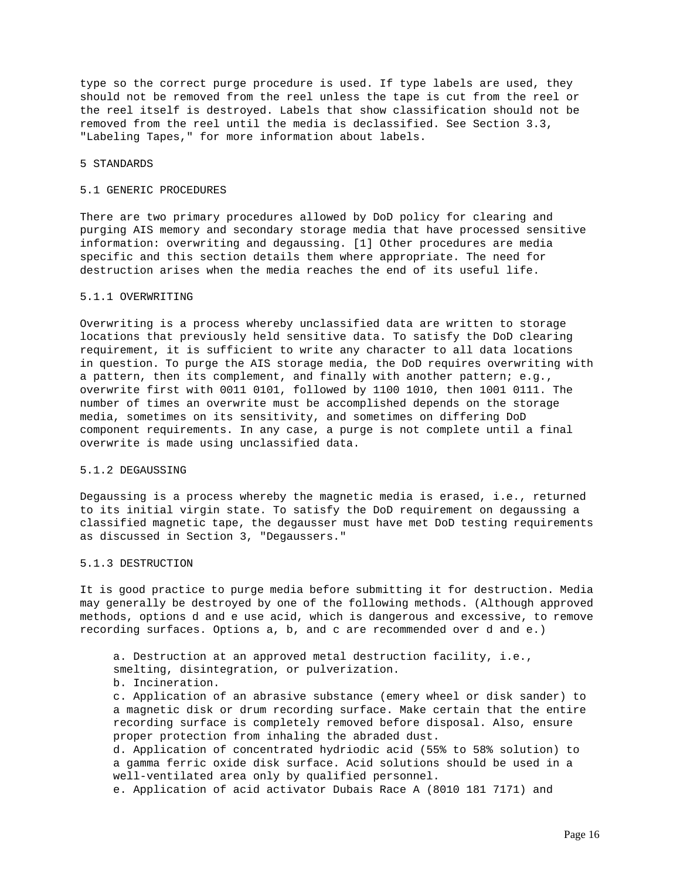type so the correct purge procedure is used. If type labels are used, they should not be removed from the reel unless the tape is cut from the reel or the reel itself is destroyed. Labels that show classification should not be removed from the reel until the media is declassified. See Section 3.3, "Labeling Tapes," for more information about labels.

# 5 STANDARDS

## 5.1 GENERIC PROCEDURES

There are two primary procedures allowed by DoD policy for clearing and purging AIS memory and secondary storage media that have processed sensitive information: overwriting and degaussing. [1] Other procedures are media specific and this section details them where appropriate. The need for destruction arises when the media reaches the end of its useful life.

### 5.1.1 OVERWRITING

Overwriting is a process whereby unclassified data are written to storage locations that previously held sensitive data. To satisfy the DoD clearing requirement, it is sufficient to write any character to all data locations in question. To purge the AIS storage media, the DoD requires overwriting with a pattern, then its complement, and finally with another pattern; e.g., overwrite first with 0011 0101, followed by 1100 1010, then 1001 0111. The number of times an overwrite must be accomplished depends on the storage media, sometimes on its sensitivity, and sometimes on differing DoD component requirements. In any case, a purge is not complete until a final overwrite is made using unclassified data.

### 5.1.2 DEGAUSSING

Degaussing is a process whereby the magnetic media is erased, i.e., returned to its initial virgin state. To satisfy the DoD requirement on degaussing a classified magnetic tape, the degausser must have met DoD testing requirements as discussed in Section 3, "Degaussers."

### 5.1.3 DESTRUCTION

It is good practice to purge media before submitting it for destruction. Media may generally be destroyed by one of the following methods. (Although approved methods, options d and e use acid, which is dangerous and excessive, to remove recording surfaces. Options a, b, and c are recommended over d and e.)

a. Destruction at an approved metal destruction facility, i.e., smelting, disintegration, or pulverization.

b. Incineration.

c. Application of an abrasive substance (emery wheel or disk sander) to a magnetic disk or drum recording surface. Make certain that the entire recording surface is completely removed before disposal. Also, ensure proper protection from inhaling the abraded dust.

d. Application of concentrated hydriodic acid (55% to 58% solution) to a gamma ferric oxide disk surface. Acid solutions should be used in a well-ventilated area only by qualified personnel.

e. Application of acid activator Dubais Race A (8010 181 7171) and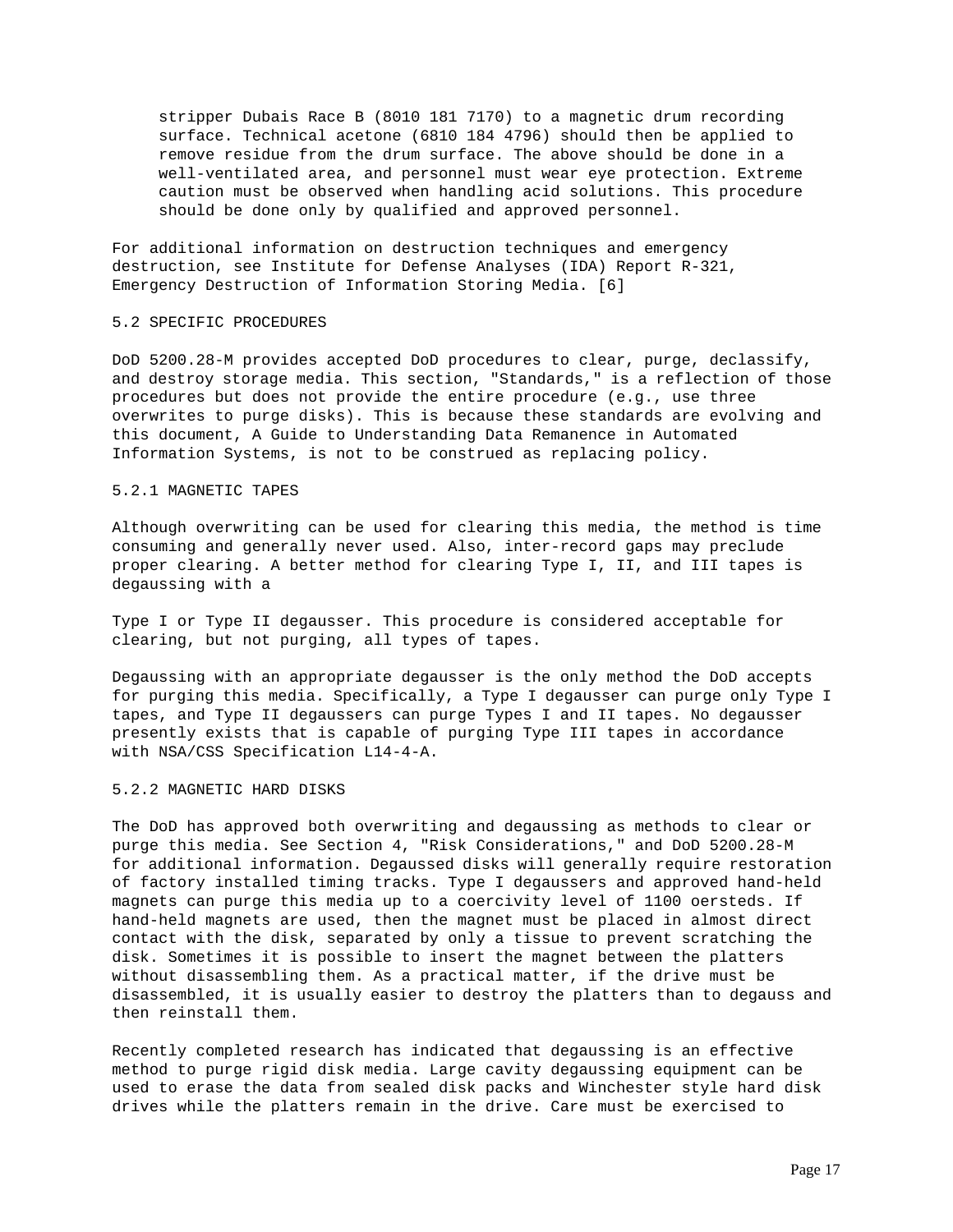stripper Dubais Race B (8010 181 7170) to a magnetic drum recording surface. Technical acetone (6810 184 4796) should then be applied to remove residue from the drum surface. The above should be done in a well-ventilated area, and personnel must wear eye protection. Extreme caution must be observed when handling acid solutions. This procedure should be done only by qualified and approved personnel.

For additional information on destruction techniques and emergency destruction, see Institute for Defense Analyses (IDA) Report R-321, Emergency Destruction of Information Storing Media. [6]

## 5.2 SPECIFIC PROCEDURES

DoD 5200.28-M provides accepted DoD procedures to clear, purge, declassify, and destroy storage media. This section, "Standards," is a reflection of those procedures but does not provide the entire procedure (e.g., use three overwrites to purge disks). This is because these standards are evolving and this document, A Guide to Understanding Data Remanence in Automated Information Systems, is not to be construed as replacing policy.

### 5.2.1 MAGNETIC TAPES

Although overwriting can be used for clearing this media, the method is time consuming and generally never used. Also, inter-record gaps may preclude proper clearing. A better method for clearing Type I, II, and III tapes is degaussing with a

Type I or Type II degausser. This procedure is considered acceptable for clearing, but not purging, all types of tapes.

Degaussing with an appropriate degausser is the only method the DoD accepts for purging this media. Specifically, a Type I degausser can purge only Type I tapes, and Type II degaussers can purge Types I and II tapes. No degausser presently exists that is capable of purging Type III tapes in accordance with NSA/CSS Specification L14-4-A.

### 5.2.2 MAGNETIC HARD DISKS

The DoD has approved both overwriting and degaussing as methods to clear or purge this media. See Section 4, "Risk Considerations," and DoD 5200.28-M for additional information. Degaussed disks will generally require restoration of factory installed timing tracks. Type I degaussers and approved hand-held magnets can purge this media up to a coercivity level of 1100 oersteds. If hand-held magnets are used, then the magnet must be placed in almost direct contact with the disk, separated by only a tissue to prevent scratching the disk. Sometimes it is possible to insert the magnet between the platters without disassembling them. As a practical matter, if the drive must be disassembled, it is usually easier to destroy the platters than to degauss and then reinstall them.

Recently completed research has indicated that degaussing is an effective method to purge rigid disk media. Large cavity degaussing equipment can be used to erase the data from sealed disk packs and Winchester style hard disk drives while the platters remain in the drive. Care must be exercised to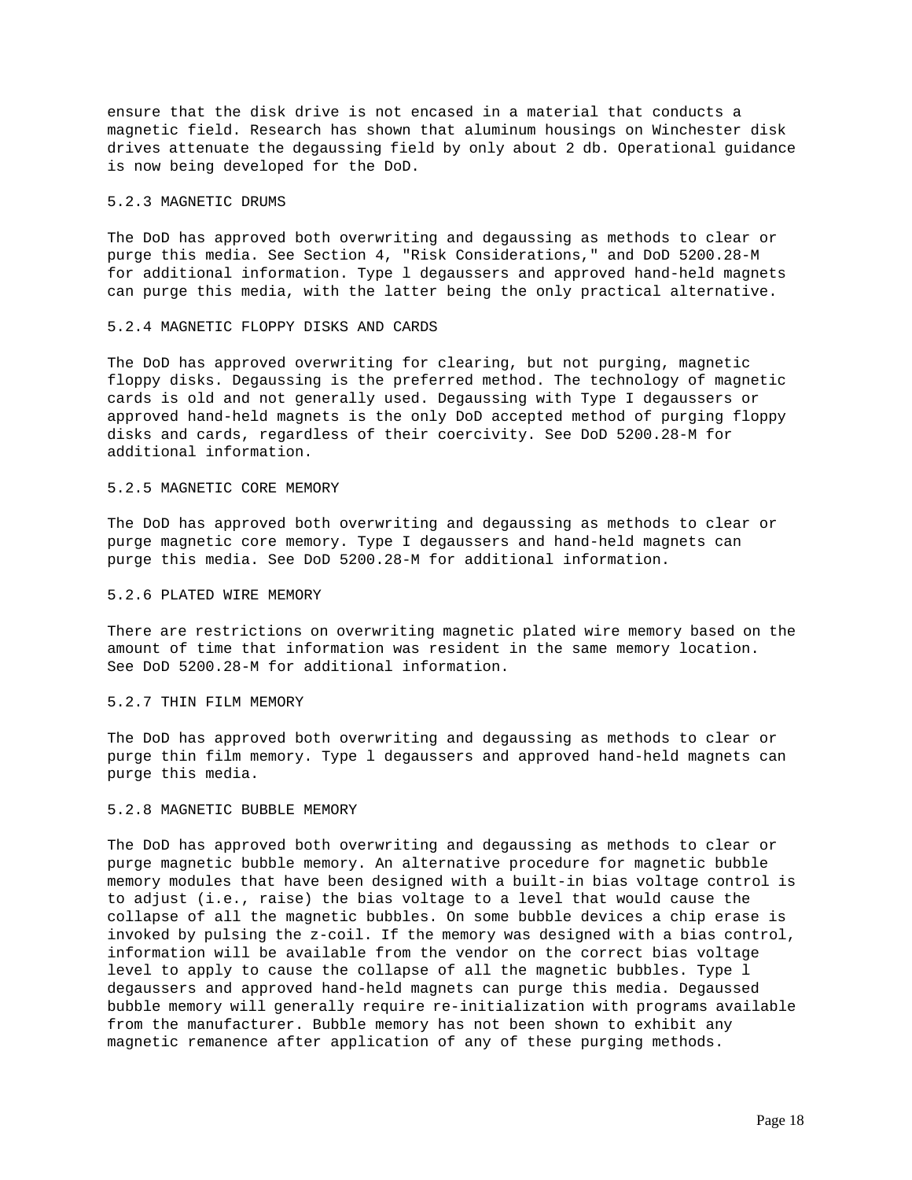ensure that the disk drive is not encased in a material that conducts a magnetic field. Research has shown that aluminum housings on Winchester disk drives attenuate the degaussing field by only about 2 db. Operational guidance is now being developed for the DoD.

### 5.2.3 MAGNETIC DRUMS

The DoD has approved both overwriting and degaussing as methods to clear or purge this media. See Section 4, "Risk Considerations," and DoD 5200.28-M for additional information. Type l degaussers and approved hand-held magnets can purge this media, with the latter being the only practical alternative.

### 5.2.4 MAGNETIC FLOPPY DISKS AND CARDS

The DoD has approved overwriting for clearing, but not purging, magnetic floppy disks. Degaussing is the preferred method. The technology of magnetic cards is old and not generally used. Degaussing with Type I degaussers or approved hand-held magnets is the only DoD accepted method of purging floppy disks and cards, regardless of their coercivity. See DoD 5200.28-M for additional information.

### 5.2.5 MAGNETIC CORE MEMORY

The DoD has approved both overwriting and degaussing as methods to clear or purge magnetic core memory. Type I degaussers and hand-held magnets can purge this media. See DoD 5200.28-M for additional information.

### 5.2.6 PLATED WIRE MEMORY

There are restrictions on overwriting magnetic plated wire memory based on the amount of time that information was resident in the same memory location. See DoD 5200.28-M for additional information.

### 5.2.7 THIN FILM MEMORY

The DoD has approved both overwriting and degaussing as methods to clear or purge thin film memory. Type l degaussers and approved hand-held magnets can purge this media.

### 5.2.8 MAGNETIC BUBBLE MEMORY

The DoD has approved both overwriting and degaussing as methods to clear or purge magnetic bubble memory. An alternative procedure for magnetic bubble memory modules that have been designed with a built-in bias voltage control is to adjust (i.e., raise) the bias voltage to a level that would cause the collapse of all the magnetic bubbles. On some bubble devices a chip erase is invoked by pulsing the z-coil. If the memory was designed with a bias control, information will be available from the vendor on the correct bias voltage level to apply to cause the collapse of all the magnetic bubbles. Type l degaussers and approved hand-held magnets can purge this media. Degaussed bubble memory will generally require re-initialization with programs available from the manufacturer. Bubble memory has not been shown to exhibit any magnetic remanence after application of any of these purging methods.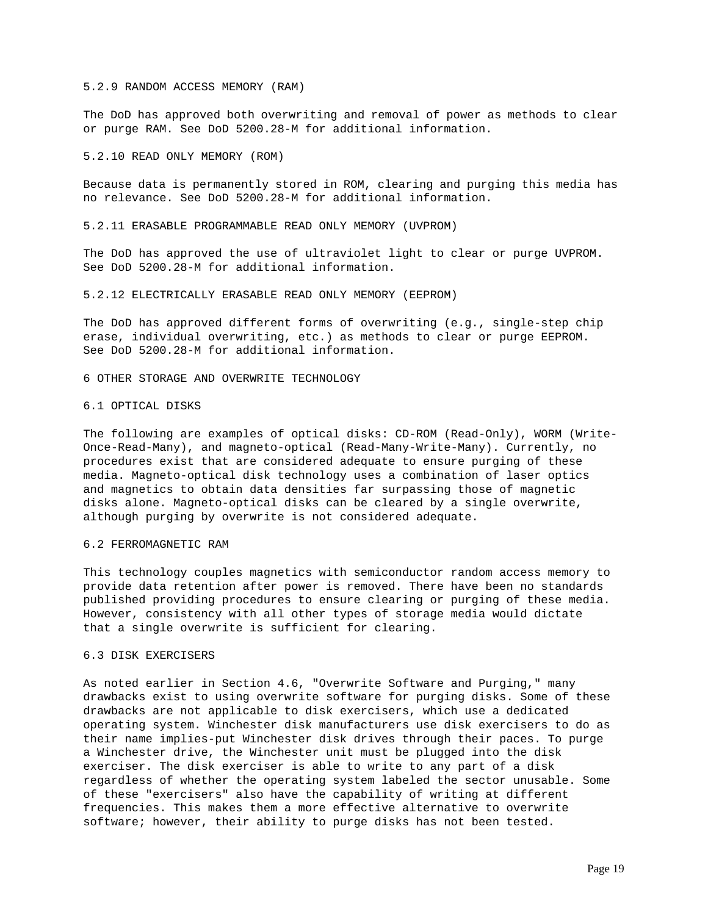### 5.2.9 RANDOM ACCESS MEMORY (RAM)

The DoD has approved both overwriting and removal of power as methods to clear or purge RAM. See DoD 5200.28-M for additional information.

### 5.2.10 READ ONLY MEMORY (ROM)

Because data is permanently stored in ROM, clearing and purging this media has no relevance. See DoD 5200.28-M for additional information.

### 5.2.11 ERASABLE PROGRAMMABLE READ ONLY MEMORY (UVPROM)

The DoD has approved the use of ultraviolet light to clear or purge UVPROM. See DoD 5200.28-M for additional information.

### 5.2.12 ELECTRICALLY ERASABLE READ ONLY MEMORY (EEPROM)

The DoD has approved different forms of overwriting (e.g., single-step chip erase, individual overwriting, etc.) as methods to clear or purge EEPROM. See DoD 5200.28-M for additional information.

## 6 OTHER STORAGE AND OVERWRITE TECHNOLOGY

### 6.1 OPTICAL DISKS

The following are examples of optical disks: CD-ROM (Read-Only), WORM (Write-Once-Read-Many), and magneto-optical (Read-Many-Write-Many). Currently, no procedures exist that are considered adequate to ensure purging of these media. Magneto-optical disk technology uses a combination of laser optics and magnetics to obtain data densities far surpassing those of magnetic disks alone. Magneto-optical disks can be cleared by a single overwrite, although purging by overwrite is not considered adequate.

### 6.2 FERROMAGNETIC RAM

This technology couples magnetics with semiconductor random access memory to provide data retention after power is removed. There have been no standards published providing procedures to ensure clearing or purging of these media. However, consistency with all other types of storage media would dictate that a single overwrite is sufficient for clearing.

### 6.3 DISK EXERCISERS

As noted earlier in Section 4.6, "Overwrite Software and Purging," many drawbacks exist to using overwrite software for purging disks. Some of these drawbacks are not applicable to disk exercisers, which use a dedicated operating system. Winchester disk manufacturers use disk exercisers to do as their name implies-put Winchester disk drives through their paces. To purge a Winchester drive, the Winchester unit must be plugged into the disk exerciser. The disk exerciser is able to write to any part of a disk regardless of whether the operating system labeled the sector unusable. Some of these "exercisers" also have the capability of writing at different frequencies. This makes them a more effective alternative to overwrite software; however, their ability to purge disks has not been tested.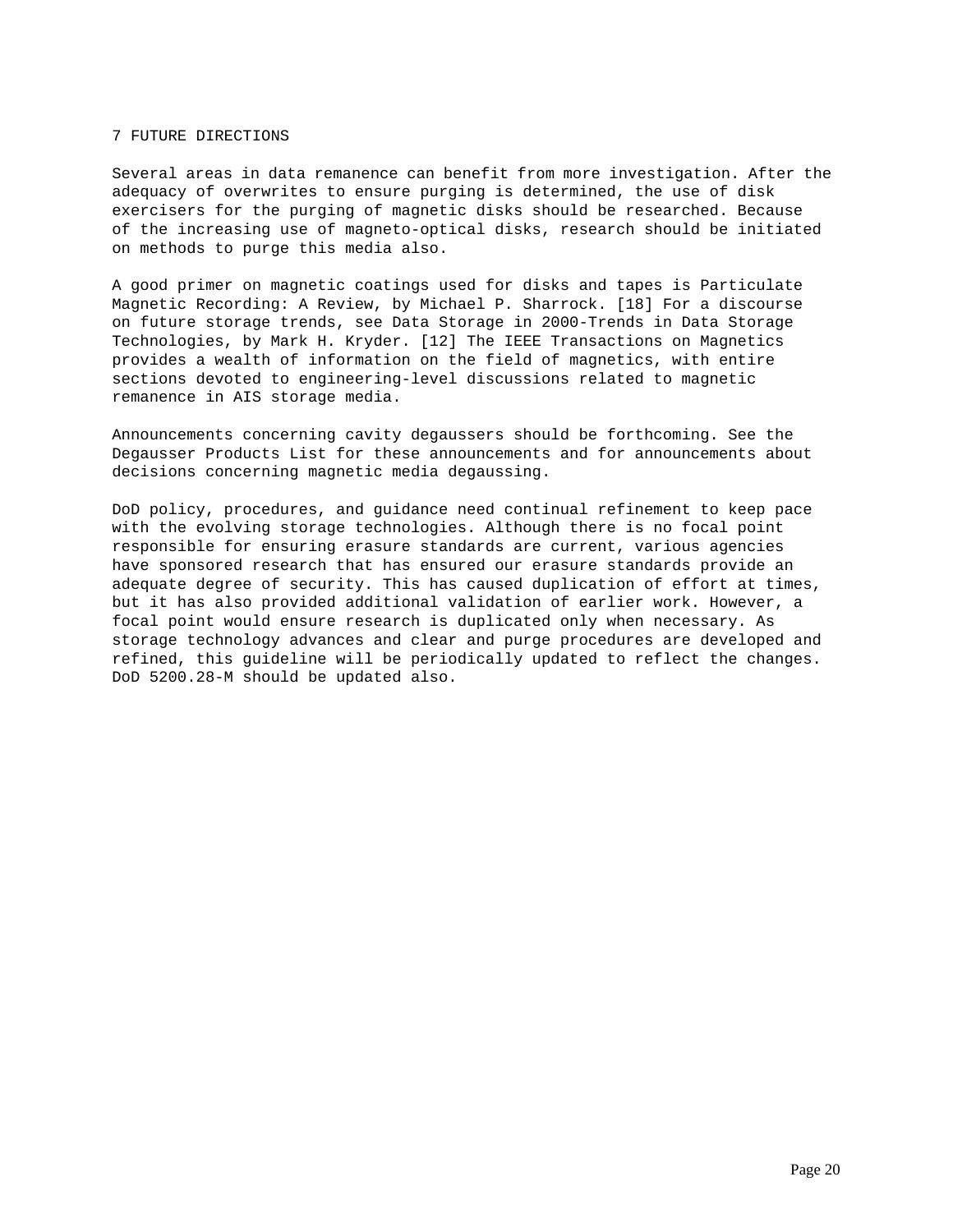# 7 FUTURE DIRECTIONS

Several areas in data remanence can benefit from more investigation. After the adequacy of overwrites to ensure purging is determined, the use of disk exercisers for the purging of magnetic disks should be researched. Because of the increasing use of magneto-optical disks, research should be initiated on methods to purge this media also.

A good primer on magnetic coatings used for disks and tapes is Particulate Magnetic Recording: A Review, by Michael P. Sharrock. [18] For a discourse on future storage trends, see Data Storage in 2000-Trends in Data Storage Technologies, by Mark H. Kryder. [12] The IEEE Transactions on Magnetics provides a wealth of information on the field of magnetics, with entire sections devoted to engineering-level discussions related to magnetic remanence in AIS storage media.

Announcements concerning cavity degaussers should be forthcoming. See the Degausser Products List for these announcements and for announcements about decisions concerning magnetic media degaussing.

DoD policy, procedures, and guidance need continual refinement to keep pace with the evolving storage technologies. Although there is no focal point responsible for ensuring erasure standards are current, various agencies have sponsored research that has ensured our erasure standards provide an adequate degree of security. This has caused duplication of effort at times, but it has also provided additional validation of earlier work. However, a focal point would ensure research is duplicated only when necessary. As storage technology advances and clear and purge procedures are developed and refined, this guideline will be periodically updated to reflect the changes. DoD 5200.28-M should be updated also.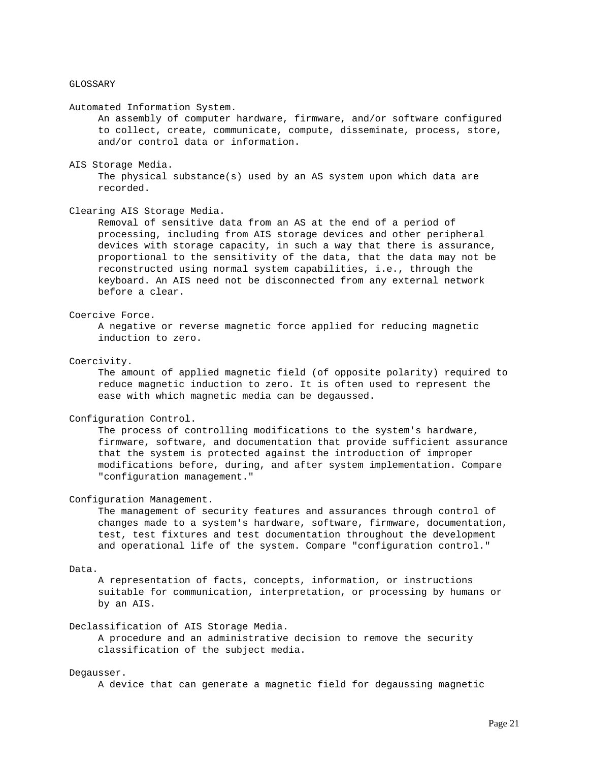## GLOSSARY

**Automated Information System.**
An assembly of computer hardware, firmware, and/or software configured to collect, create, communicate, compute, disseminate, process, store, and/or control data or information.

**AIS Storage Media.**
The physical substance(s) used by an AS system upon which data are recorded.

**Clearing AIS Storage Media.**
Removal of sensitive data from an AS at the end of a period of processing, including from AIS storage devices and other peripheral devices with storage capacity, in such a way that there is assurance, proportional to the sensitivity of the data, that the data may not be reconstructed using normal system capabilities, i.e., through the keyboard. An AIS need not be disconnected from any external network before a clear.

**Coercive Force.**
A negative or reverse magnetic force applied for reducing magnetic induction to zero.

**Coercivity.**
The amount of applied magnetic field (of opposite polarity) required to reduce magnetic induction to zero. It is often used to represent the ease with which magnetic media can be degaussed.

**Configuration Control.**
The process of controlling modifications to the system's hardware, firmware, software, and documentation that provide sufficient assurance that the system is protected against the introduction of improper modifications before, during, and after system implementation. Compare "configuration management."

**Configuration Management.**
The management of security features and assurances through control of changes made to a system's hardware, software, firmware, documentation, test, test fixtures and test documentation throughout the development and operational life of the system. Compare "configuration control."

**Data.**
A representation of facts, concepts, information, or instructions suitable for communication, interpretation, or processing by humans or by an AIS.

**Declassification of AIS Storage Media.**
A procedure and an administrative decision to remove the security classification of the subject media.

**Degausser.**
A device that can generate a magnetic field for degaussing magnetic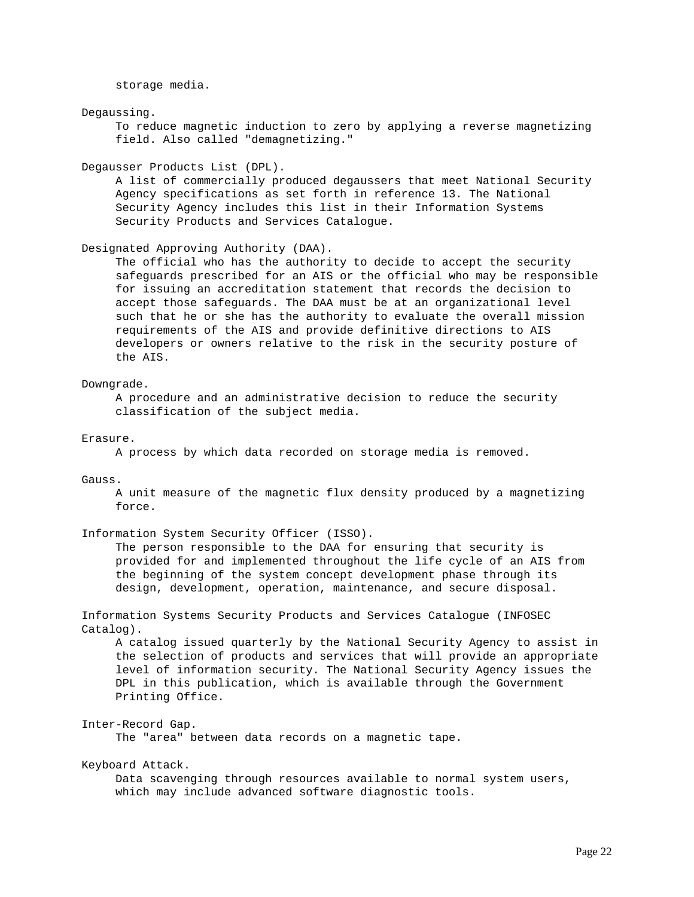storage media.

Degaussing.

To reduce magnetic induction to zero by applying a reverse magnetizing field. Also called "demagnetizing."

Degausser Products List (DPL).

A list of commercially produced degaussers that meet National Security Agency specifications as set forth in reference 13. The National Security Agency includes this list in their Information Systems Security Products and Services Catalogue.

Designated Approving Authority (DAA).

The official who has the authority to decide to accept the security safeguards prescribed for an AIS or the official who may be responsible for issuing an accreditation statement that records the decision to accept those safeguards. The DAA must be at an organizational level such that he or she has the authority to evaluate the overall mission requirements of the AIS and provide definitive directions to AIS developers or owners relative to the risk in the security posture of the AIS.

Downgrade.

A procedure and an administrative decision to reduce the security classification of the subject media.

Erasure.

A process by which data recorded on storage media is removed.

Gauss.

A unit measure of the magnetic flux density produced by a magnetizing force.

Information System Security Officer (ISSO).

The person responsible to the DAA for ensuring that security is provided for and implemented throughout the life cycle of an AIS from the beginning of the system concept development phase through its design, development, operation, maintenance, and secure disposal.

Information Systems Security Products and Services Catalogue (INFOSEC Catalog).

A catalog issued quarterly by the National Security Agency to assist in the selection of products and services that will provide an appropriate level of information security. The National Security Agency issues the DPL in this publication, which is available through the Government Printing Office.

Inter-Record Gap.

The "area" between data records on a magnetic tape.

Keyboard Attack.

Data scavenging through resources available to normal system users, which may include advanced software diagnostic tools.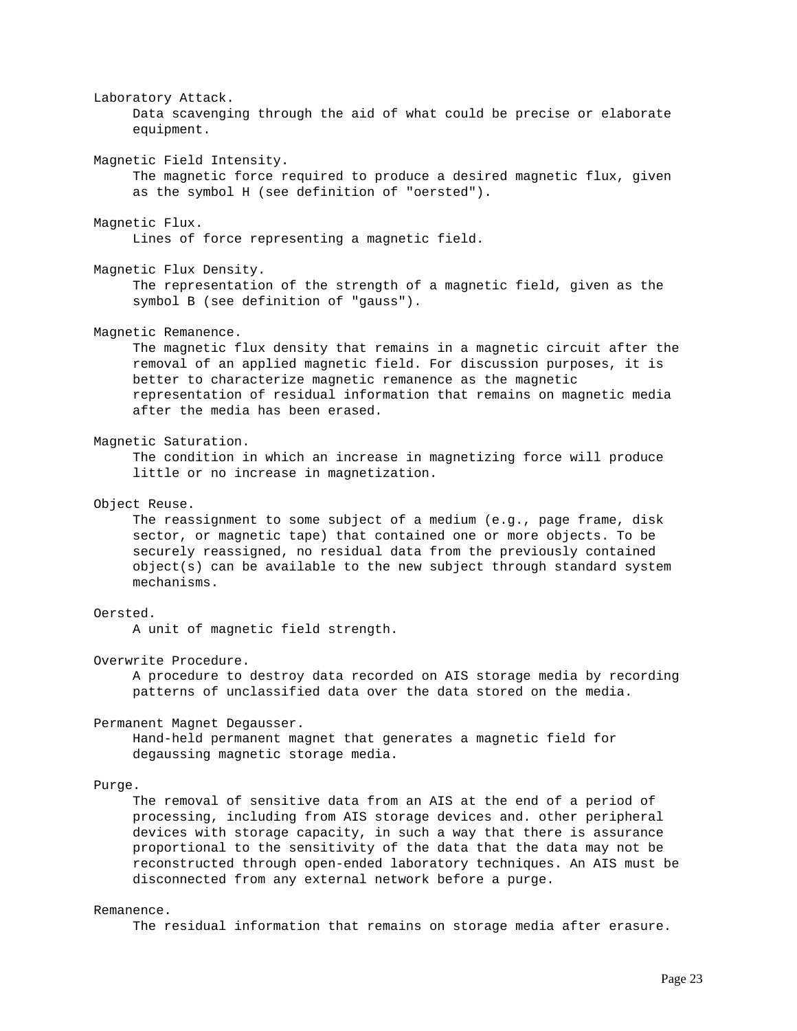Laboratory Attack.

Data scavenging through the aid of what could be precise or elaborate equipment.

Magnetic Field Intensity.

The magnetic force required to produce a desired magnetic flux, given as the symbol H (see definition of "oersted").

Magnetic Flux.

Lines of force representing a magnetic field.

Magnetic Flux Density.

The representation of the strength of a magnetic field, given as the symbol B (see definition of "gauss").

Magnetic Remanence.

The magnetic flux density that remains in a magnetic circuit after the removal of an applied magnetic field. For discussion purposes, it is better to characterize magnetic remanence as the magnetic representation of residual information that remains on magnetic media after the media has been erased.

Magnetic Saturation.

The condition in which an increase in magnetizing force will produce little or no increase in magnetization.

Object Reuse.

The reassignment to some subject of a medium (e.g., page frame, disk sector, or magnetic tape) that contained one or more objects. To be securely reassigned, no residual data from the previously contained object(s) can be available to the new subject through standard system mechanisms.

Oersted.

A unit of magnetic field strength.

Overwrite Procedure.

A procedure to destroy data recorded on AIS storage media by recording patterns of unclassified data over the data stored on the media.

Permanent Magnet Degausser.

Hand-held permanent magnet that generates a magnetic field for degaussing magnetic storage media.

Purge.

The removal of sensitive data from an AIS at the end of a period of processing, including from AIS storage devices and. other peripheral devices with storage capacity, in such a way that there is assurance proportional to the sensitivity of the data that the data may not be reconstructed through open-ended laboratory techniques. An AIS must be disconnected from any external network before a purge.

Remanence.

The residual information that remains on storage media after erasure.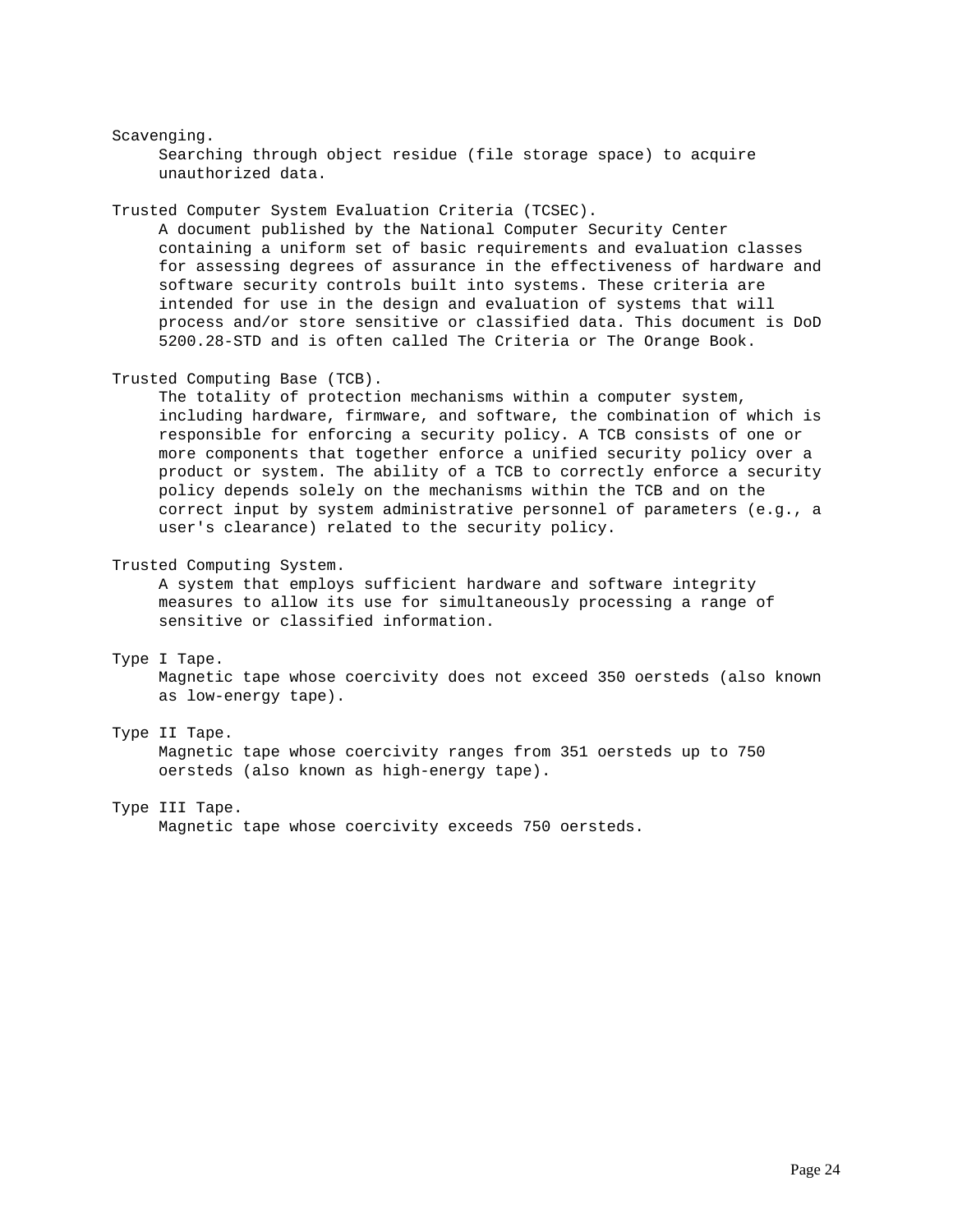Scavenging.

Searching through object residue (file storage space) to acquire unauthorized data.

Trusted Computer System Evaluation Criteria (TCSEC).

A document published by the National Computer Security Center containing a uniform set of basic requirements and evaluation classes for assessing degrees of assurance in the effectiveness of hardware and software security controls built into systems. These criteria are intended for use in the design and evaluation of systems that will process and/or store sensitive or classified data. This document is DoD 5200.28-STD and is often called The Criteria or The Orange Book.

Trusted Computing Base (TCB).

The totality of protection mechanisms within a computer system, including hardware, firmware, and software, the combination of which is responsible for enforcing a security policy. A TCB consists of one or more components that together enforce a unified security policy over a product or system. The ability of a TCB to correctly enforce a security policy depends solely on the mechanisms within the TCB and on the correct input by system administrative personnel of parameters (e.g., a user's clearance) related to the security policy.

Trusted Computing System.

A system that employs sufficient hardware and software integrity measures to allow its use for simultaneously processing a range of sensitive or classified information.

Type I Tape.

Magnetic tape whose coercivity does not exceed 350 oersteds (also known as low-energy tape).

Type II Tape.

Magnetic tape whose coercivity ranges from 351 oersteds up to 750 oersteds (also known as high-energy tape).

Type III Tape.

Magnetic tape whose coercivity exceeds 750 oersteds.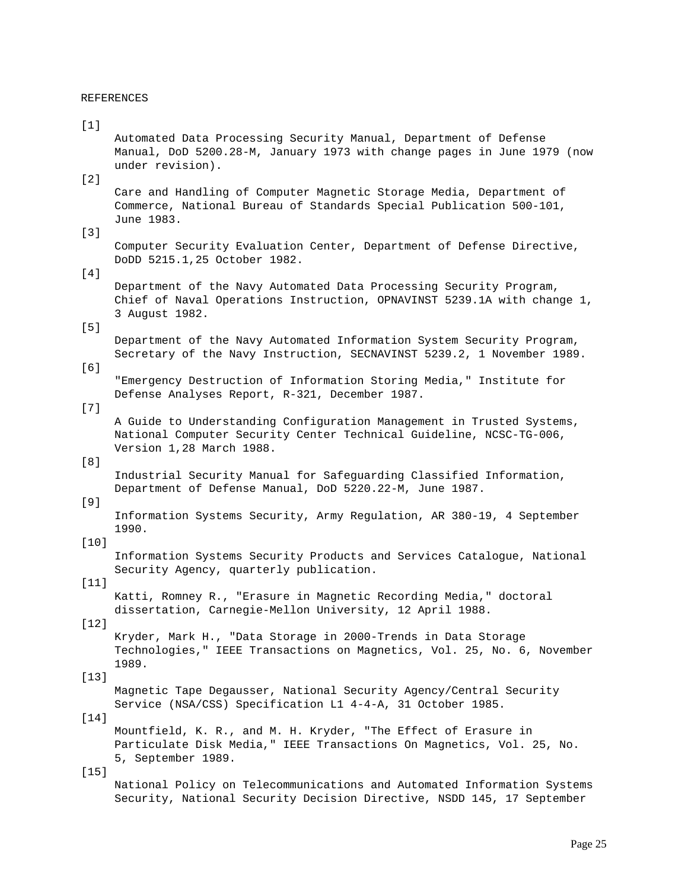REFERENCES

[1]
Automated Data Processing Security Manual, Department of Defense Manual, DoD 5200.28-M, January 1973 with change pages in June 1979 (now under revision).

[2]
Care and Handling of Computer Magnetic Storage Media, Department of Commerce, National Bureau of Standards Special Publication 500-101, June 1983.

[3]
Computer Security Evaluation Center, Department of Defense Directive, DoDD 5215.1,25 October 1982.

[4]
Department of the Navy Automated Data Processing Security Program, Chief of Naval Operations Instruction, OPNAVINST 5239.1A with change 1, 3 August 1982.

[5]
Department of the Navy Automated Information System Security Program, Secretary of the Navy Instruction, SECNAVINST 5239.2, 1 November 1989.

[6]
"Emergency Destruction of Information Storing Media," Institute for Defense Analyses Report, R-321, December 1987.

[7]
A Guide to Understanding Configuration Management in Trusted Systems, National Computer Security Center Technical Guideline, NCSC-TG-006, Version 1,28 March 1988.

[8]
Industrial Security Manual for Safeguarding Classified Information, Department of Defense Manual, DoD 5220.22-M, June 1987.

[9]
Information Systems Security, Army Regulation, AR 380-19, 4 September 1990.

[10]
Information Systems Security Products and Services Catalogue, National Security Agency, quarterly publication.

[11]
Katti, Romney R., "Erasure in Magnetic Recording Media," doctoral dissertation, Carnegie-Mellon University, 12 April 1988.

[12]
Kryder, Mark H., "Data Storage in 2000-Trends in Data Storage Technologies," IEEE Transactions on Magnetics, Vol. 25, No. 6, November 1989.

[13]
Magnetic Tape Degausser, National Security Agency/Central Security Service (NSA/CSS) Specification L1 4-4-A, 31 October 1985.

[14]
Mountfield, K. R., and M. H. Kryder, "The Effect of Erasure in Particulate Disk Media," IEEE Transactions On Magnetics, Vol. 25, No. 5, September 1989.

[15]
National Policy on Telecommunications and Automated Information Systems Security, National Security Decision Directive, NSDD 145, 17 September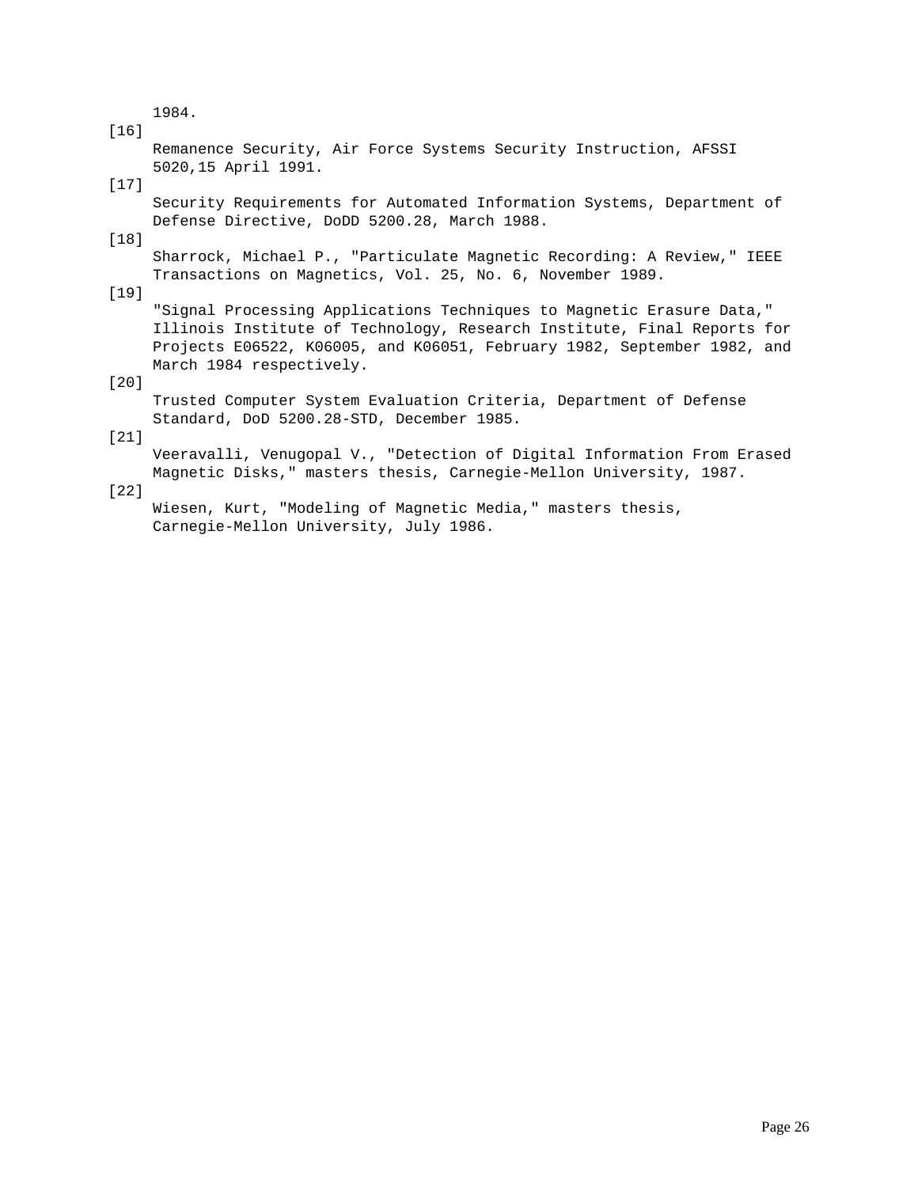1984.

[16]
Remanence Security, Air Force Systems Security Instruction, AFSSI 5020,15 April 1991.

[17]
Security Requirements for Automated Information Systems, Department of Defense Directive, DoDD 5200.28, March 1988.

[18]
Sharrock, Michael P., "Particulate Magnetic Recording: A Review," IEEE Transactions on Magnetics, Vol. 25, No. 6, November 1989.

[19]
"Signal Processing Applications Techniques to Magnetic Erasure Data," Illinois Institute of Technology, Research Institute, Final Reports for Projects E06522, K06005, and K06051, February 1982, September 1982, and March 1984 respectively.

[20]
Trusted Computer System Evaluation Criteria, Department of Defense Standard, DoD 5200.28-STD, December 1985.

[21]
Veeravalli, Venugopal V., "Detection of Digital Information From Erased Magnetic Disks," masters thesis, Carnegie-Mellon University, 1987.

[22]
Wiesen, Kurt, "Modeling of Magnetic Media," masters thesis, Carnegie-Mellon University, July 1986.